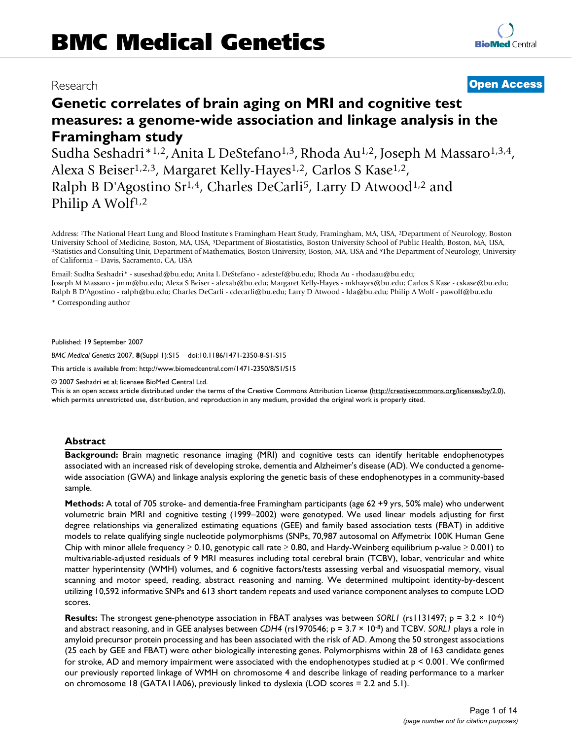# BMC Medical Genetics

Research

**Open Access**

# Genetic correlates of brain aging on MRI and cognitive test measures: a genome-wide association and linkage analysis in the Framingham study

Sudha Seshadri*[1,2], Anita L DeStefano[1,3], Rhoda Au[1,2], Joseph M Massaro[1,3,4], Alexa S Beiser[1,2,3], Margaret Kelly-Hayes[1,2], Carlos S Kase[1,2], Ralph B D'Agostino Sr[1,4], Charles DeCarli[5], Larry D Atwood[1,2] and Philip A Wolf[1,2]

Address: [1]The National Heart Lung and Blood Institute's Framingham Heart Study, Framingham, MA, USA, [2]Department of Neurology, Boston University School of Medicine, Boston, MA, USA, [3]Department of Biostatistics, Boston University School of Public Health, Boston, MA, USA, [4]Statistics and Consulting Unit, Department of Mathematics, Boston University, Boston, MA, USA and [5]The Department of Neurology, University of California – Davis, Sacramento, CA, USA

Email: Sudha Seshadri* - suseshad@bu.edu; Anita L DeStefano - adestef@bu.edu; Rhoda Au - rhodaau@bu.edu; Joseph M Massaro - jmm@bu.edu; Alexa S Beiser - alexab@bu.edu; Margaret Kelly-Hayes - mkhayes@bu.edu; Carlos S Kase - cskase@bu.edu; Ralph B D'Agostino - ralph@bu.edu; Charles DeCarli - cdecarli@bu.edu; Larry D Atwood - lda@bu.edu; Philip A Wolf - pawolf@bu.edu

* Corresponding author

Published: 19 September 2007

*BMC Medical Genetics* 2007, **8**(Suppl 1):S15 doi:10.1186/1471-2350-8-S1-S15

This article is available from: http://www.biomedcentral.com/1471-2350/8/S1/S15

© 2007 Seshadri et al; licensee BioMed Central Ltd.

This is an open access article distributed under the terms of the Creative Commons Attribution License (http://creativecommons.org/licenses/by/2.0), which permits unrestricted use, distribution, and reproduction in any medium, provided the original work is properly cited.

## Abstract

**Background:** Brain magnetic resonance imaging (MRI) and cognitive tests can identify heritable endophenotypes associated with an increased risk of developing stroke, dementia and Alzheimer's disease (AD). We conducted a genome-wide association (GWA) and linkage analysis exploring the genetic basis of these endophenotypes in a community-based sample.

**Methods:** A total of 705 stroke- and dementia-free Framingham participants (age 62 +9 yrs, 50% male) who underwent volumetric brain MRI and cognitive testing (1999–2002) were genotyped. We used linear models adjusting for first degree relationships via generalized estimating equations (GEE) and family based association tests (FBAT) in additive models to relate qualifying single nucleotide polymorphisms (SNPs, 70,987 autosomal on Affymetrix 100K Human Gene Chip with minor allele frequency ≥ 0.10, genotypic call rate ≥ 0.80, and Hardy-Weinberg equilibrium p-value ≥ 0.001) to multivariable-adjusted residuals of 9 MRI measures including total cerebral brain (TCBV), lobar, ventricular and white matter hyperintensity (WMH) volumes, and 6 cognitive factors/tests assessing verbal and visuospatial memory, visual scanning and motor speed, reading, abstract reasoning and naming. We determined multipoint identity-by-descent utilizing 10,592 informative SNPs and 613 short tandem repeats and used variance component analyses to compute LOD scores.

**Results:** The strongest gene-phenotype association in FBAT analyses was between *SORL1* (rs1131497; $p = 3.2 \times 10^{-6}$) and abstract reasoning, and in GEE analyses between *CDH4* (rs1970546; $p = 3.7 \times 10^{-8}$) and TCBV. *SORL1* plays a role in amyloid precursor protein processing and has been associated with the risk of AD. Among the 50 strongest associations (25 each by GEE and FBAT) were other biologically interesting genes. Polymorphisms within 28 of 163 candidate genes for stroke, AD and memory impairment were associated with the endophenotypes studied at $p < 0.001$. We confirmed our previously reported linkage of WMH on chromosome 4 and describe linkage of reading performance to a marker on chromosome 18 (GATA11A06), previously linked to dyslexia (LOD scores = 2.2 and 5.1).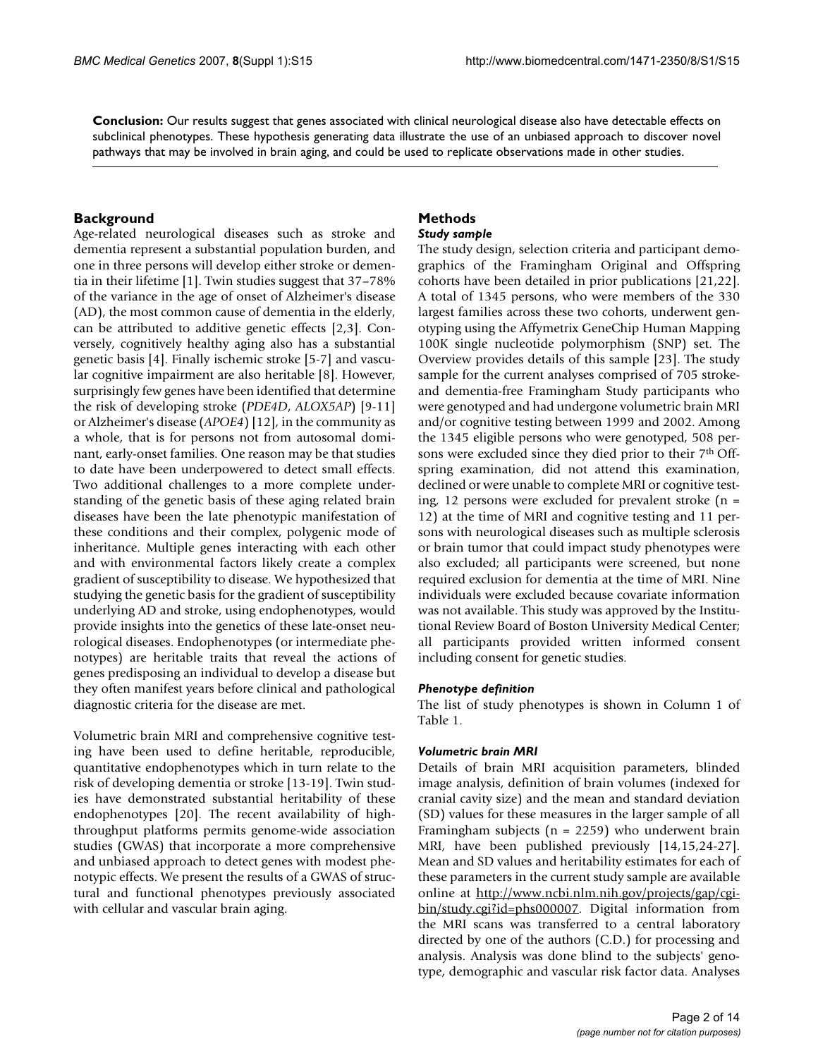**Conclusion:** Our results suggest that genes associated with clinical neurological disease also have detectable effects on subclinical phenotypes. These hypothesis generating data illustrate the use of an unbiased approach to discover novel pathways that may be involved in brain aging, and could be used to replicate observations made in other studies.

## Background

Age-related neurological diseases such as stroke and dementia represent a substantial population burden, and one in three persons will develop either stroke or dementia in their lifetime [1]. Twin studies suggest that 37–78% of the variance in the age of onset of Alzheimer's disease (AD), the most common cause of dementia in the elderly, can be attributed to additive genetic effects [2,3]. Conversely, cognitively healthy aging also has a substantial genetic basis [4]. Finally ischemic stroke [5-7] and vascular cognitive impairment are also heritable [8]. However, surprisingly few genes have been identified that determine the risk of developing stroke (*PDE4D*, *ALOX5AP*) [9-11] or Alzheimer's disease (*APOE4*) [12], in the community as a whole, that is for persons not from autosomal dominant, early-onset families. One reason may be that studies to date have been underpowered to detect small effects. Two additional challenges to a more complete understanding of the genetic basis of these aging related brain diseases have been the late phenotypic manifestation of these conditions and their complex, polygenic mode of inheritance. Multiple genes interacting with each other and with environmental factors likely create a complex gradient of susceptibility to disease. We hypothesized that studying the genetic basis for the gradient of susceptibility underlying AD and stroke, using endophenotypes, would provide insights into the genetics of these late-onset neurological diseases. Endophenotypes (or intermediate phenotypes) are heritable traits that reveal the actions of genes predisposing an individual to develop a disease but they often manifest years before clinical and pathological diagnostic criteria for the disease are met.

Volumetric brain MRI and comprehensive cognitive testing have been used to define heritable, reproducible, quantitative endophenotypes which in turn relate to the risk of developing dementia or stroke [13-19]. Twin studies have demonstrated substantial heritability of these endophenotypes [20]. The recent availability of high-throughput platforms permits genome-wide association studies (GWAS) that incorporate a more comprehensive and unbiased approach to detect genes with modest phenotypic effects. We present the results of a GWAS of structural and functional phenotypes previously associated with cellular and vascular brain aging.

## Methods

### *Study sample*

The study design, selection criteria and participant demographics of the Framingham Original and Offspring cohorts have been detailed in prior publications [21,22]. A total of 1345 persons, who were members of the 330 largest families across these two cohorts, underwent genotyping using the Affymetrix GeneChip Human Mapping 100K single nucleotide polymorphism (SNP) set. The Overview provides details of this sample [23]. The study sample for the current analyses comprised of 705 stroke- and dementia-free Framingham Study participants who were genotyped and had undergone volumetric brain MRI and/or cognitive testing between 1999 and 2002. Among the 1345 eligible persons who were genotyped, 508 persons were excluded since they died prior to their 7th Offspring examination, did not attend this examination, declined or were unable to complete MRI or cognitive testing, 12 persons were excluded for prevalent stroke (n = 12) at the time of MRI and cognitive testing and 11 persons with neurological diseases such as multiple sclerosis or brain tumor that could impact study phenotypes were also excluded; all participants were screened, but none required exclusion for dementia at the time of MRI. Nine individuals were excluded because covariate information was not available. This study was approved by the Institutional Review Board of Boston University Medical Center; all participants provided written informed consent including consent for genetic studies.

### *Phenotype definition*

The list of study phenotypes is shown in Column 1 of Table 1.

### *Volumetric brain MRI*

Details of brain MRI acquisition parameters, blinded image analysis, definition of brain volumes (indexed for cranial cavity size) and the mean and standard deviation (SD) values for these measures in the larger sample of all Framingham subjects (n = 2259) who underwent brain MRI, have been published previously [14,15,24-27]. Mean and SD values and heritability estimates for each of these parameters in the current study sample are available online at http://www.ncbi.nlm.nih.gov/projects/gap/cgi-bin/study.cgi?id=phs000007. Digital information from the MRI scans was transferred to a central laboratory directed by one of the authors (C.D.) for processing and analysis. Analysis was done blind to the subjects' genotype, demographic and vascular risk factor data. Analyses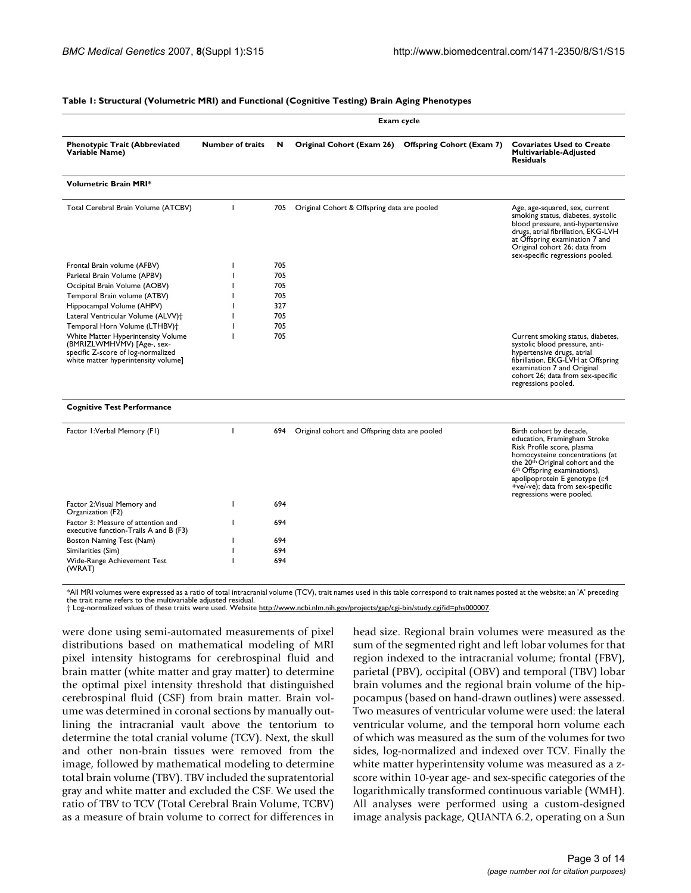**Table 1: Structural (Volumetric MRI) and Functional (Cognitive Testing) Brain Aging Phenotypes**

| Phenotypic Trait (Abbreviated Variable Name) | Number of traits | N | Exam cycle: Original Cohort (Exam 26) | Exam cycle: Offspring Cohort (Exam 7) | Covariates Used to Create Multivariable-Adjusted Residuals |
|---|---|---|---|---|---|
| **Volumetric Brain MRI*** | | | | | |
| Total Cerebral Brain Volume (ATCBV) | 1 | 705 | Original Cohort & Offspring data are pooled | | Age, age-squared, sex, current smoking status, diabetes, systolic blood pressure, anti-hypertensive drugs, atrial fibrillation, EKG-LVH at Offspring examination 7 and Original cohort 26; data from sex-specific regressions pooled. |
| Frontal Brain volume (AFBV) | 1 | 705 | | | |
| Parietal Brain Volume (APBV) | 1 | 705 | | | |
| Occipital Brain Volume (AOBV) | 1 | 705 | | | |
| Temporal Brain volume (ATBV) | 1 | 705 | | | |
| Hippocampal Volume (AHPV) | 1 | 327 | | | |
| Lateral Ventricular Volume (ALVV)† | 1 | 705 | | | |
| Temporal Horn Volume (LTHBV)† | 1 | 705 | | | |
| White Matter Hyperintensity Volume (BMRIZLWMHVMV) [Age-, sex-specific Z-score of log-normalized white matter hyperintensity volume] | 1 | 705 | | | Current smoking status, diabetes, systolic blood pressure, anti-hypertensive drugs, atrial fibrillation, EKG-LVH at Offspring examination 7 and Original cohort 26; data from sex-specific regressions pooled. |
| **Cognitive Test Performance** | | | | | |
| Factor 1:Verbal Memory (F1) | 1 | 694 | Original cohort and Offspring data are pooled | | Birth cohort by decade, education, Framingham Stroke Risk Profile score, plasma homocysteine concentrations (at the 20th Original cohort and the 6th Offspring examinations), apolipoprotein E genotype (ε4 +ve/-ve); data from sex-specific regressions were pooled. |
| Factor 2:Visual Memory and Organization (F2) | 1 | 694 | | | |
| Factor 3: Measure of attention and executive function-Trails A and B (F3) | 1 | 694 | | | |
| Boston Naming Test (Nam) | 1 | 694 | | | |
| Similarities (Sim) | 1 | 694 | | | |
| Wide-Range Achievement Test (WRAT) | 1 | 694 | | | |

*All MRI volumes were expressed as a ratio of total intracranial volume (TCV), trait names used in this table correspond to trait names posted at the website; an 'A' preceding the trait name refers to the multivariable adjusted residual.
† Log-normalized values of these traits were used. Website http://www.ncbi.nlm.nih.gov/projects/gap/cgi-bin/study.cgi?id=phs000007.

were done using semi-automated measurements of pixel distributions based on mathematical modeling of MRI pixel intensity histograms for cerebrospinal fluid and brain matter (white matter and gray matter) to determine the optimal pixel intensity threshold that distinguished cerebrospinal fluid (CSF) from brain matter. Brain volume was determined in coronal sections by manually outlining the intracranial vault above the tentorium to determine the total cranial volume (TCV). Next, the skull and other non-brain tissues were removed from the image, followed by mathematical modeling to determine total brain volume (TBV). TBV included the supratentorial gray and white matter and excluded the CSF. We used the ratio of TBV to TCV (Total Cerebral Brain Volume, TCBV) as a measure of brain volume to correct for differences in head size. Regional brain volumes were measured as the sum of the segmented right and left lobar volumes for that region indexed to the intracranial volume; frontal (FBV), parietal (PBV), occipital (OBV) and temporal (TBV) lobar brain volumes and the regional brain volume of the hippocampus (based on hand-drawn outlines) were assessed. Two measures of ventricular volume were used: the lateral ventricular volume, and the temporal horn volume each of which was measured as the sum of the volumes for two sides, log-normalized and indexed over TCV. Finally the white matter hyperintensity volume was measured as a z-score within 10-year age- and sex-specific categories of the logarithmically transformed continuous variable (WMH). All analyses were performed using a custom-designed image analysis package, QUANTA 6.2, operating on a Sun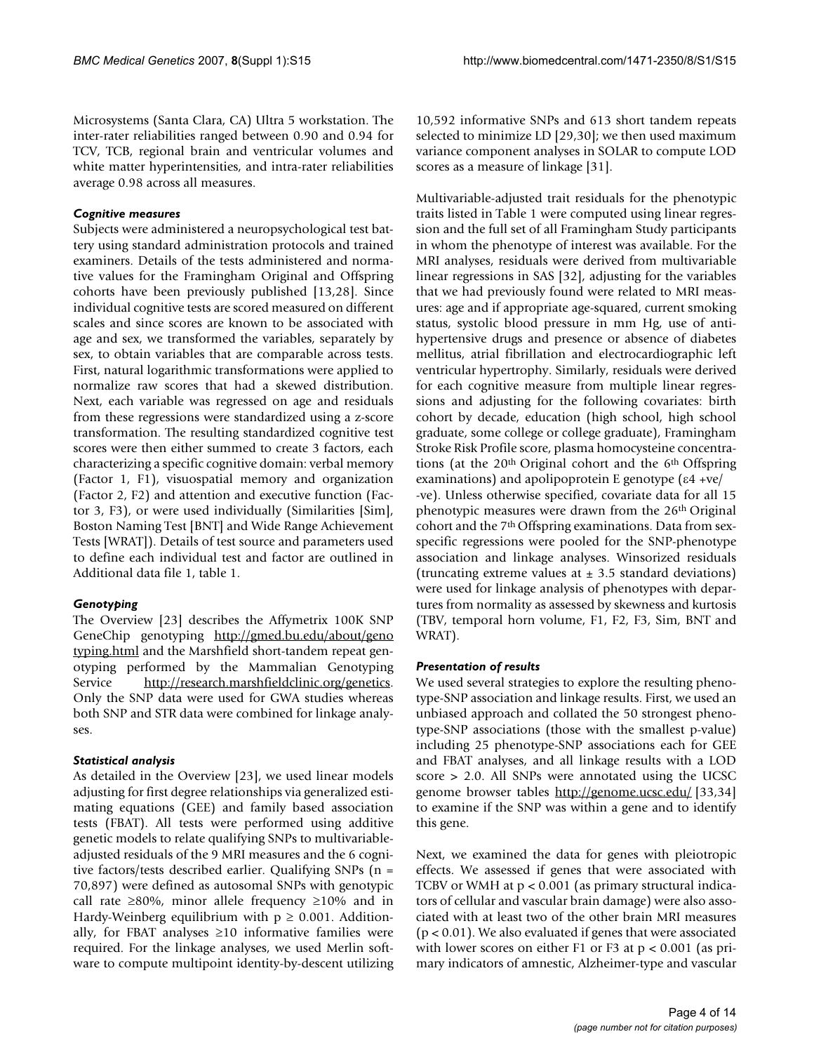Microsystems (Santa Clara, CA) Ultra 5 workstation. The inter-rater reliabilities ranged between 0.90 and 0.94 for TCV, TCB, regional brain and ventricular volumes and white matter hyperintensities, and intra-rater reliabilities average 0.98 across all measures.

### *Cognitive measures*

Subjects were administered a neuropsychological test battery using standard administration protocols and trained examiners. Details of the tests administered and normative values for the Framingham Original and Offspring cohorts have been previously published [13,28]. Since individual cognitive tests are scored measured on different scales and since scores are known to be associated with age and sex, we transformed the variables, separately by sex, to obtain variables that are comparable across tests. First, natural logarithmic transformations were applied to normalize raw scores that had a skewed distribution. Next, each variable was regressed on age and residuals from these regressions were standardized using a z-score transformation. The resulting standardized cognitive test scores were then either summed to create 3 factors, each characterizing a specific cognitive domain: verbal memory (Factor 1, F1), visuospatial memory and organization (Factor 2, F2) and attention and executive function (Factor 3, F3), or were used individually (Similarities [Sim], Boston Naming Test [BNT] and Wide Range Achievement Tests [WRAT]). Details of test source and parameters used to define each individual test and factor are outlined in Additional data file 1, table 1.

### *Genotyping*

The Overview [23] describes the Affymetrix 100K SNP GeneChip genotyping http://gmed.bu.edu/about/genotyping.html and the Marshfield short-tandem repeat genotyping performed by the Mammalian Genotyping Service http://research.marshfieldclinic.org/genetics. Only the SNP data were used for GWA studies whereas both SNP and STR data were combined for linkage analyses.

### *Statistical analysis*

As detailed in the Overview [23], we used linear models adjusting for first degree relationships via generalized estimating equations (GEE) and family based association tests (FBAT). All tests were performed using additive genetic models to relate qualifying SNPs to multivariable-adjusted residuals of the 9 MRI measures and the 6 cognitive factors/tests described earlier. Qualifying SNPs (n = 70,897) were defined as autosomal SNPs with genotypic call rate ≥80%, minor allele frequency ≥10% and in Hardy-Weinberg equilibrium with $p \geq 0.001$. Additionally, for FBAT analyses ≥10 informative families were required. For the linkage analyses, we used Merlin software to compute multipoint identity-by-descent utilizing 10,592 informative SNPs and 613 short tandem repeats selected to minimize LD [29,30]; we then used maximum variance component analyses in SOLAR to compute LOD scores as a measure of linkage [31].

Multivariable-adjusted trait residuals for the phenotypic traits listed in Table 1 were computed using linear regression and the full set of all Framingham Study participants in whom the phenotype of interest was available. For the MRI analyses, residuals were derived from multivariable linear regressions in SAS [32], adjusting for the variables that we had previously found were related to MRI measures: age and if appropriate age-squared, current smoking status, systolic blood pressure in mm Hg, use of anti-hypertensive drugs and presence or absence of diabetes mellitus, atrial fibrillation and electrocardiographic left ventricular hypertrophy. Similarly, residuals were derived for each cognitive measure from multiple linear regressions and adjusting for the following covariates: birth cohort by decade, education (high school, high school graduate, some college or college graduate), Framingham Stroke Risk Profile score, plasma homocysteine concentrations (at the 20th Original cohort and the 6th Offspring examinations) and apolipoprotein E genotype (ε4 +ve/-ve). Unless otherwise specified, covariate data for all 15 phenotypic measures were drawn from the 26th Original cohort and the 7th Offspring examinations. Data from sex-specific regressions were pooled for the SNP-phenotype association and linkage analyses. Winsorized residuals (truncating extreme values at ± 3.5 standard deviations) were used for linkage analysis of phenotypes with departures from normality as assessed by skewness and kurtosis (TBV, temporal horn volume, F1, F2, F3, Sim, BNT and WRAT).

### *Presentation of results*

We used several strategies to explore the resulting phenotype-SNP association and linkage results. First, we used an unbiased approach and collated the 50 strongest phenotype-SNP associations (those with the smallest p-value) including 25 phenotype-SNP associations each for GEE and FBAT analyses, and all linkage results with a LOD score > 2.0. All SNPs were annotated using the UCSC genome browser tables http://genome.ucsc.edu/ [33,34] to examine if the SNP was within a gene and to identify this gene.

Next, we examined the data for genes with pleiotropic effects. We assessed if genes that were associated with TCBV or WMH at $p < 0.001$ (as primary structural indicators of cellular and vascular brain damage) were also associated with at least two of the other brain MRI measures ($p < 0.01$). We also evaluated if genes that were associated with lower scores on either F1 or F3 at $p < 0.001$ (as primary indicators of amnestic, Alzheimer-type and vascular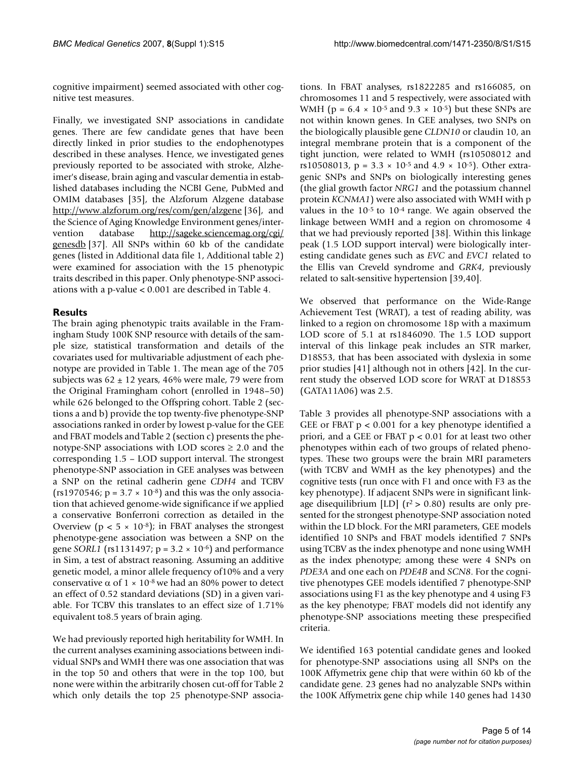cognitive impairment) seemed associated with other cognitive test measures.

Finally, we investigated SNP associations in candidate genes. There are few candidate genes that have been directly linked in prior studies to the endophenotypes described in these analyses. Hence, we investigated genes previously reported to be associated with stroke, Alzheimer's disease, brain aging and vascular dementia in established databases including the NCBI Gene, PubMed and OMIM databases [35], the Alzforum Alzgene database http://www.alzforum.org/res/com/gen/alzgene [36], and the Science of Aging Knowledge Environment genes/intervention database http://sageke.sciencemag.org/cgi/genesdb [37]. All SNPs within 60 kb of the candidate genes (listed in Additional data file 1, Additional table 2) were examined for association with the 15 phenotypic traits described in this paper. Only phenotype-SNP associations with a p-value < 0.001 are described in Table 4.

## Results

The brain aging phenotypic traits available in the Framingham Study 100K SNP resource with details of the sample size, statistical transformation and details of the covariates used for multivariable adjustment of each phenotype are provided in Table 1. The mean age of the 705 subjects was $62 \pm 12$ years, 46% were male, 79 were from the Original Framingham cohort (enrolled in 1948–50) while 626 belonged to the Offspring cohort. Table 2 (sections a and b) provide the top twenty-five phenotype-SNP associations ranked in order by lowest p-value for the GEE and FBAT models and Table 2 (section c) presents the phenotype-SNP associations with LOD scores ≥ 2.0 and the corresponding 1.5 – LOD support interval. The strongest phenotype-SNP association in GEE analyses was between a SNP on the retinal cadherin gene *CDH4* and TCBV (rs1970546; $p = 3.7 \times 10^{-8}$) and this was the only association that achieved genome-wide significance if we applied a conservative Bonferroni correction as detailed in the Overview ($p < 5 \times 10^{-8}$); in FBAT analyses the strongest phenotype-gene association was between a SNP on the gene *SORL1* (rs1131497; $p = 3.2 \times 10^{-6}$) and performance in Sim, a test of abstract reasoning. Assuming an additive genetic model, a minor allele frequency of10% and a very conservative $\alpha$ of $1 \times 10^{-8}$ we had an 80% power to detect an effect of 0.52 standard deviations (SD) in a given variable. For TCBV this translates to an effect size of 1.71% equivalent to8.5 years of brain aging.

We had previously reported high heritability for WMH. In the current analyses examining associations between individual SNPs and WMH there was one association that was in the top 50 and others that were in the top 100, but none were within the arbitrarily chosen cut-off for Table 2 which only details the top 25 phenotype-SNP associations. In FBAT analyses, rs1822285 and rs166085, on chromosomes 11 and 5 respectively, were associated with WMH ($p = 6.4 \times 10^{-5}$ and $9.3 \times 10^{-5}$) but these SNPs are not within known genes. In GEE analyses, two SNPs on the biologically plausible gene *CLDN10* or claudin 10, an integral membrane protein that is a component of the tight junction, were related to WMH (rs10508012 and rs10508013, $p = 3.3 \times 10^{-5}$ and $4.9 \times 10^{-5}$). Other extragenic SNPs and SNPs on biologically interesting genes (the glial growth factor *NRG1* and the potassium channel protein *KCNMA1*) were also associated with WMH with p values in the $10^{-5}$ to $10^{-4}$ range. We again observed the linkage between WMH and a region on chromosome 4 that we had previously reported [38]. Within this linkage peak (1.5 LOD support interval) were biologically interesting candidate genes such as *EVC* and *EVC1* related to the Ellis van Creveld syndrome and *GRK4*, previously related to salt-sensitive hypertension [39,40].

We observed that performance on the Wide-Range Achievement Test (WRAT), a test of reading ability, was linked to a region on chromosome 18p with a maximum LOD score of 5.1 at rs1846090. The 1.5 LOD support interval of this linkage peak includes an STR marker, D18S53, that has been associated with dyslexia in some prior studies [41] although not in others [42]. In the current study the observed LOD score for WRAT at D18S53 (GATA11A06) was 2.5.

Table 3 provides all phenotype-SNP associations with a GEE or FBAT $p < 0.001$ for a key phenotype identified a priori, and a GEE or FBAT $p < 0.01$ for at least two other phenotypes within each of two groups of related phenotypes. These two groups were the brain MRI parameters (with TCBV and WMH as the key phenotypes) and the cognitive tests (run once with F1 and once with F3 as the key phenotype). If adjacent SNPs were in significant linkage disequilibrium [LD] ($r^2 > 0.80$) results are only presented for the strongest phenotype-SNP association noted within the LD block. For the MRI parameters, GEE models identified 10 SNPs and FBAT models identified 7 SNPs using TCBV as the index phenotype and none using WMH as the index phenotype; among these were 4 SNPs on *PDE3A* and one each on *PDE4B* and *SCN8*. For the cognitive phenotypes GEE models identified 7 phenotype-SNP associations using F1 as the key phenotype and 4 using F3 as the key phenotype; FBAT models did not identify any phenotype-SNP associations meeting these prespecified criteria.

We identified 163 potential candidate genes and looked for phenotype-SNP associations using all SNPs on the 100K Affymetrix gene chip that were within 60 kb of the candidate gene. 23 genes had no analyzable SNPs within the 100K Affymetrix gene chip while 140 genes had 1430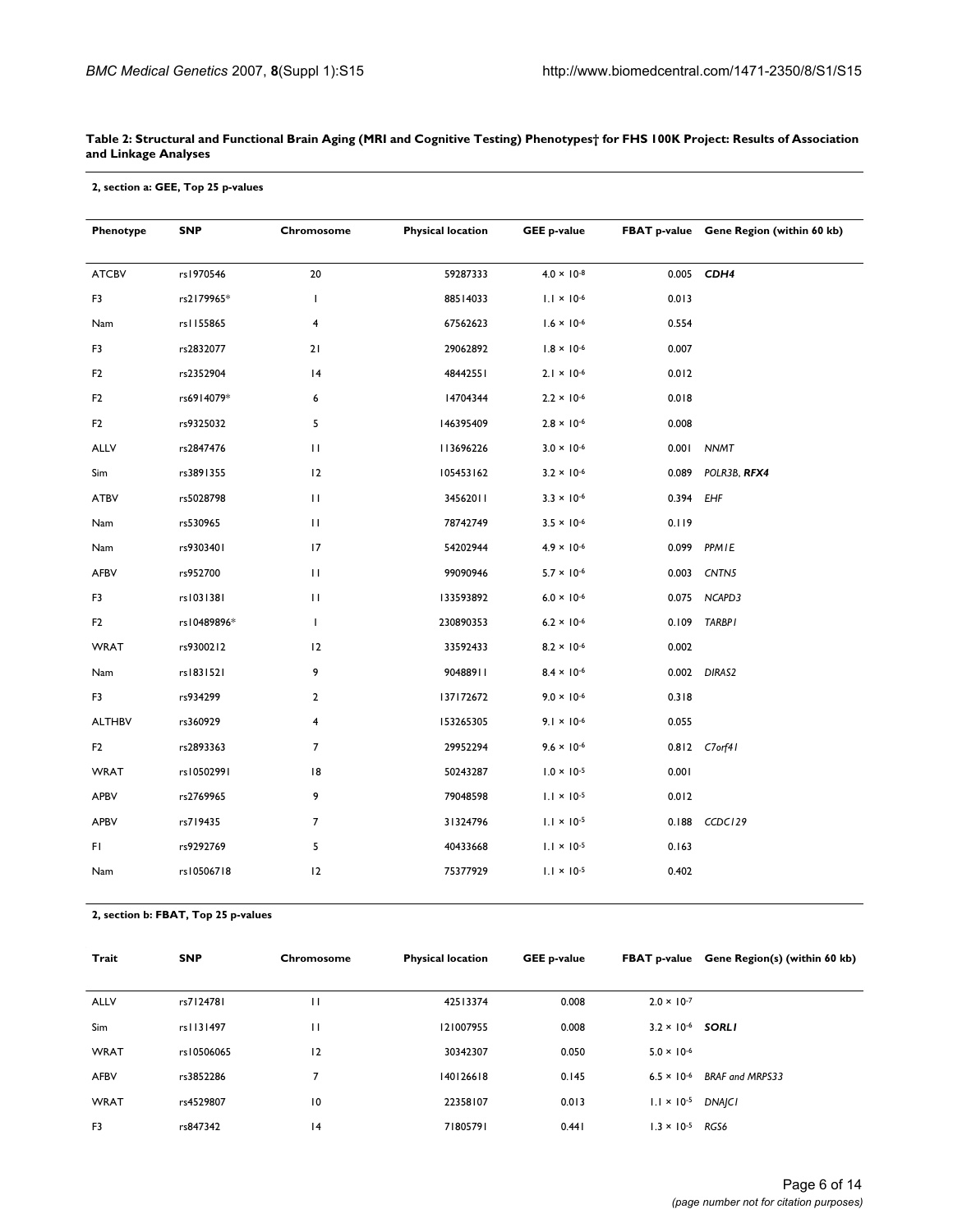**Table 2: Structural and Functional Brain Aging (MRI and Cognitive Testing) Phenotypes† for FHS 100K Project: Results of Association and Linkage Analyses**

**2, section a: GEE, Top 25 p-values**

| Phenotype | SNP | Chromosome | Physical location | GEE p-value | FBAT p-value | Gene Region (within 60 kb) |
|---|---|---|---|---|---|---|
| ATCBV | rs1970546 | 20 | 59287333 | $4.0 \times 10^{-8}$ | 0.005 | ***CDH4*** |
| F3 | rs2179965* | 1 | 88514033 | $1.1 \times 10^{-6}$ | 0.013 | |
| Nam | rs1155865 | 4 | 67562623 | $1.6 \times 10^{-6}$ | 0.554 | |
| F3 | rs2832077 | 21 | 29062892 | $1.8 \times 10^{-6}$ | 0.007 | |
| F2 | rs2352904 | 14 | 48442551 | $2.1 \times 10^{-6}$ | 0.012 | |
| F2 | rs6914079* | 6 | 14704344 | $2.2 \times 10^{-6}$ | 0.018 | |
| F2 | rs9325032 | 5 | 146395409 | $2.8 \times 10^{-6}$ | 0.008 | |
| ALLV | rs2847476 | 11 | 113696226 | $3.0 \times 10^{-6}$ | 0.001 | *NNMT* |
| Sim | rs3891355 | 12 | 105453162 | $3.2 \times 10^{-6}$ | 0.089 | *POLR3B*, ***RFX4*** |
| ATBV | rs5028798 | 11 | 34562011 | $3.3 \times 10^{-6}$ | 0.394 | *EHF* |
| Nam | rs530965 | 11 | 78742749 | $3.5 \times 10^{-6}$ | 0.119 | |
| Nam | rs9303401 | 17 | 54202944 | $4.9 \times 10^{-6}$ | 0.099 | *PPM1E* |
| AFBV | rs952700 | 11 | 99090946 | $5.7 \times 10^{-6}$ | 0.003 | *CNTN5* |
| F3 | rs1031381 | 11 | 133593892 | $6.0 \times 10^{-6}$ | 0.075 | *NCAPD3* |
| F2 | rs10489896* | 1 | 230890353 | $6.2 \times 10^{-6}$ | 0.109 | *TARBP1* |
| WRAT | rs9300212 | 12 | 33592433 | $8.2 \times 10^{-6}$ | 0.002 | |
| Nam | rs1831521 | 9 | 90488911 | $8.4 \times 10^{-6}$ | 0.002 | *DIRAS2* |
| F3 | rs934299 | 2 | 137172672 | $9.0 \times 10^{-6}$ | 0.318 | |
| ALTHBV | rs360929 | 4 | 153265305 | $9.1 \times 10^{-6}$ | 0.055 | |
| F2 | rs2893363 | 7 | 29952294 | $9.6 \times 10^{-6}$ | 0.812 | *C7orf41* |
| WRAT | rs10502991 | 18 | 50243287 | $1.0 \times 10^{-5}$ | 0.001 | |
| APBV | rs2769965 | 9 | 79048598 | $1.1 \times 10^{-5}$ | 0.012 | |
| APBV | rs719435 | 7 | 31324796 | $1.1 \times 10^{-5}$ | 0.188 | *CCDC129* |
| F1 | rs9292769 | 5 | 40433668 | $1.1 \times 10^{-5}$ | 0.163 | |
| Nam | rs10506718 | 12 | 75377929 | $1.1 \times 10^{-5}$ | 0.402 | |

**2, section b: FBAT, Top 25 p-values**

| Trait | SNP | Chromosome | Physical location | GEE p-value | FBAT p-value | Gene Region(s) (within 60 kb) |
|---|---|---|---|---|---|---|
| ALLV | rs7124781 | 11 | 42513374 | 0.008 | $2.0 \times 10^{-7}$ | |
| Sim | rs1131497 | 11 | 121007955 | 0.008 | $3.2 \times 10^{-6}$ | ***SORL1*** |
| WRAT | rs10506065 | 12 | 30342307 | 0.050 | $5.0 \times 10^{-6}$ | |
| AFBV | rs3852286 | 7 | 140126618 | 0.145 | $6.5 \times 10^{-6}$ | *BRAF and MRPS33* |
| WRAT | rs4529807 | 10 | 22358107 | 0.013 | $1.1 \times 10^{-5}$ | *DNAJC1* |
| F3 | rs847342 | 14 | 71805791 | 0.441 | $1.3 \times 10^{-5}$ | *RGS6* |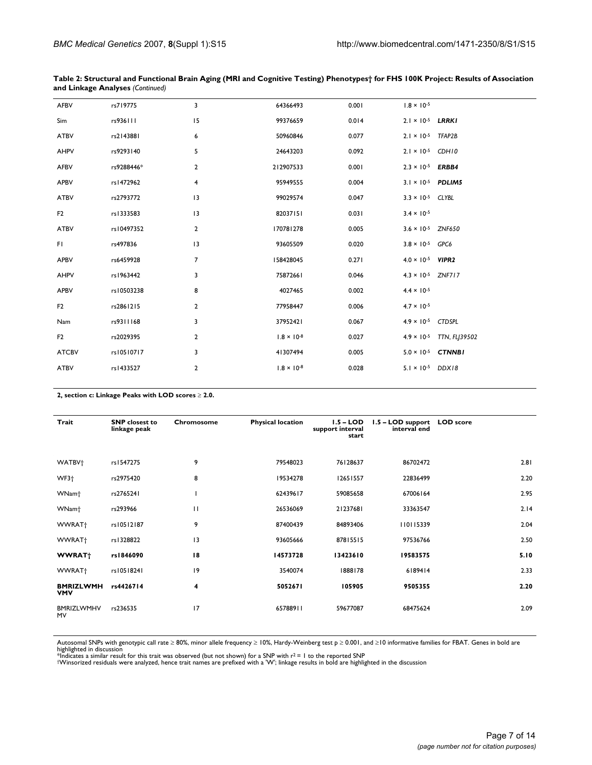**Table 2: Structural and Functional Brain Aging (MRI and Cognitive Testing) Phenotypes† for FHS 100K Project: Results of Association and Linkage Analyses** *(Continued)*

| | | | | | | |
|---|---|---|---|---|---|---|
| AFBV | rs719775 | 3 | 64366493 | 0.001 | $1.8 \times 10^{-5}$ | |
| Sim | rs936111 | 15 | 99376659 | 0.014 | $2.1 \times 10^{-5}$ | ***LRRK1*** |
| ATBV | rs2143881 | 6 | 50960846 | 0.077 | $2.1 \times 10^{-5}$ | *TFAP2B* |
| AHPV | rs9293140 | 5 | 24643203 | 0.092 | $2.1 \times 10^{-5}$ | *CDH10* |
| AFBV | rs9288446* | 2 | 212907533 | 0.001 | $2.3 \times 10^{-5}$ | ***ERBB4*** |
| APBV | rs1472962 | 4 | 95949555 | 0.004 | $3.1 \times 10^{-5}$ | ***PDLIM5*** |
| ATBV | rs2793772 | 13 | 99029574 | 0.047 | $3.3 \times 10^{-5}$ | *CLYBL* |
| F2 | rs1333583 | 13 | 82037151 | 0.031 | $3.4 \times 10^{-5}$ | |
| ATBV | rs10497352 | 2 | 170781278 | 0.005 | $3.6 \times 10^{-5}$ | *ZNF650* |
| F1 | rs497836 | 13 | 93605509 | 0.020 | $3.8 \times 10^{-5}$ | *GPC6* |
| APBV | rs6459928 | 7 | 158428045 | 0.271 | $4.0 \times 10^{-5}$ | ***VIPR2*** |
| AHPV | rs1963442 | 3 | 75872661 | 0.046 | $4.3 \times 10^{-5}$ | *ZNF717* |
| APBV | rs10503238 | 8 | 4027465 | 0.002 | $4.4 \times 10^{-5}$ | |
| F2 | rs2861215 | 2 | 77958447 | 0.006 | $4.7 \times 10^{-5}$ | |
| Nam | rs9311168 | 3 | 37952421 | 0.067 | $4.9 \times 10^{-5}$ | *CTDSPL* |
| F2 | rs2029395 | 2 | $1.8 \times 10^{-8}$ | 0.027 | $4.9 \times 10^{-5}$ | *TTN, FLJ39502* |
| ATCBV | rs10510717 | 3 | 41307494 | 0.005 | $5.0 \times 10^{-5}$ | ***CTNNB1*** |
| ATBV | rs1433527 | 2 | $1.8 \times 10^{-8}$ | 0.028 | $5.1 \times 10^{-5}$ | *DDX18* |

**2, section c: Linkage Peaks with LOD scores ≥ 2.0.**

| Trait | SNP closest to linkage peak | Chromosome | Physical location | 1.5 – LOD support interval start | 1.5 – LOD support interval end | LOD score |
|---|---|---|---|---|---|---|
| WATBV† | rs1547275 | 9 | 79548023 | 76128637 | 86702472 | 2.81 |
| WF3† | rs2975420 | 8 | 19534278 | 12651557 | 22836499 | 2.20 |
| WNam† | rs2765241 | 1 | 62439617 | 59085658 | 67006164 | 2.95 |
| WNam† | rs293966 | 11 | 26536069 | 21237681 | 33363547 | 2.14 |
| WWRAT† | rs10512187 | 9 | 87400439 | 84893406 | 110115339 | 2.04 |
| WWRAT† | rs1328822 | 13 | 93605666 | 87815515 | 97536766 | 2.50 |
| **WWRAT†** | **rs1846090** | **18** | **14573728** | **13423610** | **19583575** | **5.10** |
| WWRAT† | rs10518241 | 19 | 3540074 | 1888178 | 6189414 | 2.33 |
| **BMRIZLWMHVMV** | **rs4426714** | **4** | **5052671** | **105905** | **9505355** | **2.20** |
| BMRIZLWMHVMV | rs236535 | 17 | 65788911 | 59677087 | 68475624 | 2.09 |

Autosomal SNPs with genotypic call rate ≥ 80%, minor allele frequency ≥ 10%, Hardy-Weinberg test p ≥ 0.001, and ≥10 informative families for FBAT. Genes in bold are highlighted in discussion
*Indicates a similar result for this trait was observed (but not shown) for a SNP with $r^2 = 1$ to the reported SNP
†Winsorized residuals were analyzed, hence trait names are prefixed with a 'W'; linkage results in bold are highlighted in the discussion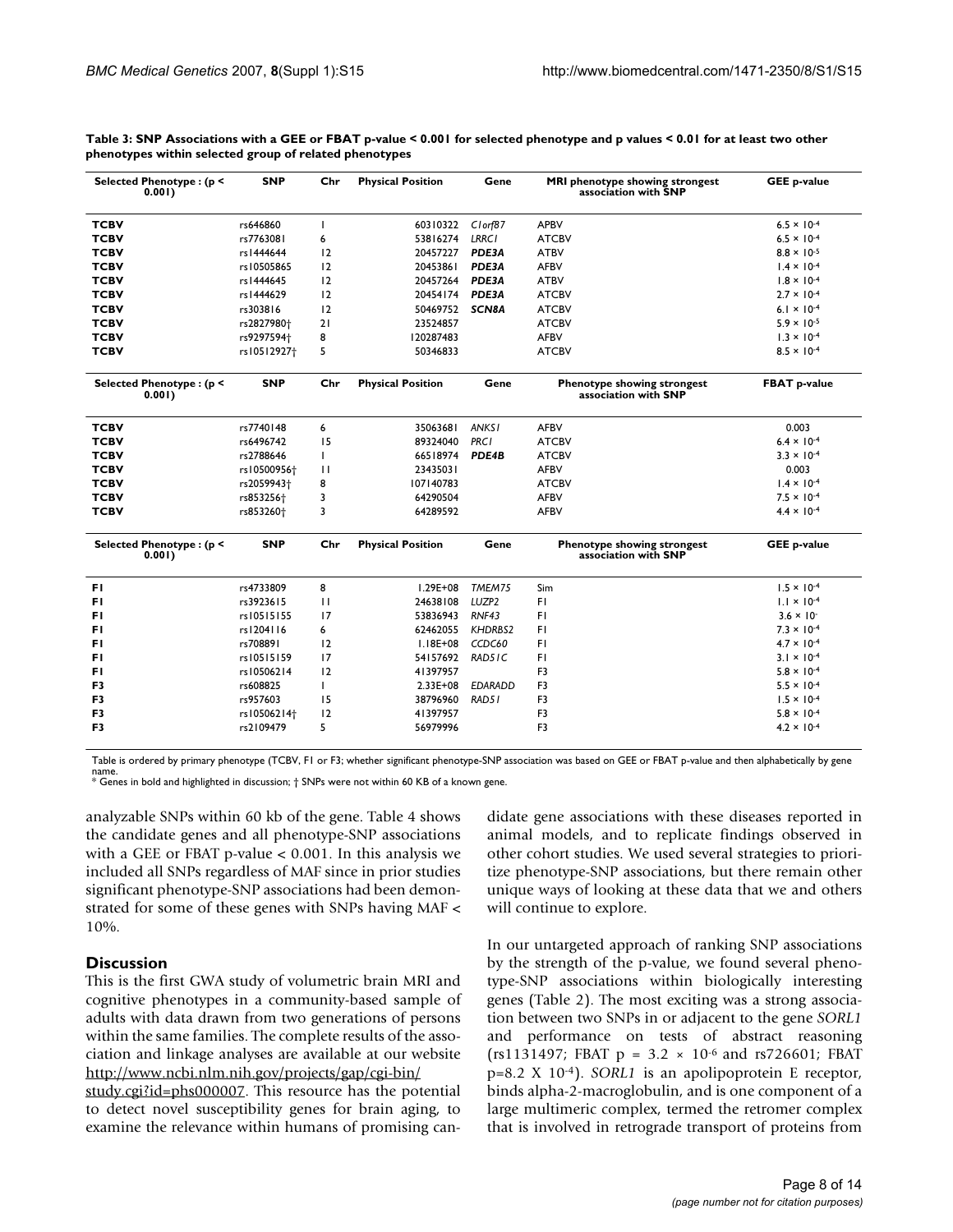**Table 3: SNP Associations with a GEE or FBAT p-value < 0.001 for selected phenotype and p values < 0.01 for at least two other phenotypes within selected group of related phenotypes**

| Selected Phenotype : (p < 0.001) | SNP | Chr | Physical Position | Gene | MRI phenotype showing strongest association with SNP | GEE p-value |
|---|---|---|---|---|---|---|
| **TCBV** | rs646860 | 1 | 60310322 | *C1orf87* | APBV | $6.5 \times 10^{-4}$ |
| **TCBV** | rs7763081 | 6 | 53816274 | *LRRC1* | ATCBV | $6.5 \times 10^{-4}$ |
| **TCBV** | rs1444644 | 12 | 20457227 | ***PDE3A*** | ATBV | $8.8 \times 10^{-5}$ |
| **TCBV** | rs10505865 | 12 | 20453861 | ***PDE3A*** | AFBV | $1.4 \times 10^{-4}$ |
| **TCBV** | rs1444645 | 12 | 20457264 | ***PDE3A*** | ATBV | $1.8 \times 10^{-4}$ |
| **TCBV** | rs1444629 | 12 | 20454174 | ***PDE3A*** | ATCBV | $2.7 \times 10^{-4}$ |
| **TCBV** | rs303816 | 12 | 50469752 | ***SCN8A*** | ATCBV | $6.1 \times 10^{-4}$ |
| **TCBV** | rs2827980† | 21 | 23524857 | | ATCBV | $5.9 \times 10^{-5}$ |
| **TCBV** | rs9297594† | 8 | 120287483 | | AFBV | $1.3 \times 10^{-4}$ |
| **TCBV** | rs10512927† | 5 | 50346833 | | ATCBV | $8.5 \times 10^{-4}$ |
| **Selected Phenotype : (p < 0.001)** | **SNP** | **Chr** | **Physical Position** | **Gene** | **Phenotype showing strongest association with SNP** | **FBAT p-value** |
| **TCBV** | rs7740148 | 6 | 35063681 | *ANKS1* | AFBV | 0.003 |
| **TCBV** | rs6496742 | 15 | 89324040 | *PRC1* | ATCBV | $6.4 \times 10^{-4}$ |
| **TCBV** | rs2788646 | 1 | 66518974 | ***PDE4B*** | ATCBV | $3.3 \times 10^{-4}$ |
| **TCBV** | rs10500956† | 11 | 23435031 | | AFBV | 0.003 |
| **TCBV** | rs2059943† | 8 | 107140783 | | ATCBV | $1.4 \times 10^{-4}$ |
| **TCBV** | rs853256† | 3 | 64290504 | | AFBV | $7.5 \times 10^{-4}$ |
| **TCBV** | rs853260† | 3 | 64289592 | | AFBV | $4.4 \times 10^{-4}$ |
| **Selected Phenotype : (p < 0.001)** | **SNP** | **Chr** | **Physical Position** | **Gene** | **Phenotype showing strongest association with SNP** | **GEE p-value** |
| **F1** | rs4733809 | 8 | 1.29E+08 | *TMEM75* | Sim | $1.5 \times 10^{-4}$ |
| **F1** | rs3923615 | 11 | 24638108 | *LUZP2* | F1 | $1.1 \times 10^{-4}$ |
| **F1** | rs10515155 | 17 | 53836943 | *RNF43* | F1 | $3.6 \times 10^{-}$ |
| **F1** | rs1204116 | 6 | 62462055 | *KHDRBS2* | F1 | $7.3 \times 10^{-4}$ |
| **F1** | rs708891 | 12 | 1.18E+08 | *CCDC60* | F1 | $4.7 \times 10^{-4}$ |
| **F1** | rs10515159 | 17 | 54157692 | *RAD51C* | F1 | $3.1 \times 10^{-4}$ |
| **F1** | rs10506214 | 12 | 41397957 | | F3 | $5.8 \times 10^{-4}$ |
| **F3** | rs608825 | 1 | 2.33E+08 | *EDARADD* | F3 | $5.5 \times 10^{-4}$ |
| **F3** | rs957603 | 15 | 38796960 | *RAD51* | F3 | $1.5 \times 10^{-4}$ |
| **F3** | rs10506214† | 12 | 41397957 | | F3 | $5.8 \times 10^{-4}$ |
| **F3** | rs2109479 | 5 | 56979996 | | F3 | $4.2 \times 10^{-4}$ |

Table is ordered by primary phenotype (TCBV, F1 or F3; whether significant phenotype-SNP association was based on GEE or FBAT p-value and then alphabetically by gene name.
* Genes in bold and highlighted in discussion; † SNPs were not within 60 KB of a known gene.

analyzable SNPs within 60 kb of the gene. Table 4 shows the candidate genes and all phenotype-SNP associations with a GEE or FBAT p-value < 0.001. In this analysis we included all SNPs regardless of MAF since in prior studies significant phenotype-SNP associations had been demonstrated for some of these genes with SNPs having MAF < 10%.

## Discussion

This is the first GWA study of volumetric brain MRI and cognitive phenotypes in a community-based sample of adults with data drawn from two generations of persons within the same families. The complete results of the association and linkage analyses are available at our website http://www.ncbi.nlm.nih.gov/projects/gap/cgi-bin/study.cgi?id=phs000007. This resource has the potential to detect novel susceptibility genes for brain aging, to examine the relevance within humans of promising candidate gene associations with these diseases reported in animal models, and to replicate findings observed in other cohort studies. We used several strategies to prioritize phenotype-SNP associations, but there remain other unique ways of looking at these data that we and others will continue to explore.

In our untargeted approach of ranking SNP associations by the strength of the p-value, we found several phenotype-SNP associations within biologically interesting genes (Table 2). The most exciting was a strong association between two SNPs in or adjacent to the gene *SORL1* and performance on tests of abstract reasoning (rs1131497; FBAT $p = 3.2 \times 10^{-6}$ and rs726601; FBAT $p=8.2 \times 10^{-4}$). *SORL1* is an apolipoprotein E receptor, binds alpha-2-macroglobulin, and is one component of a large multimeric complex, termed the retromer complex that is involved in retrograde transport of proteins from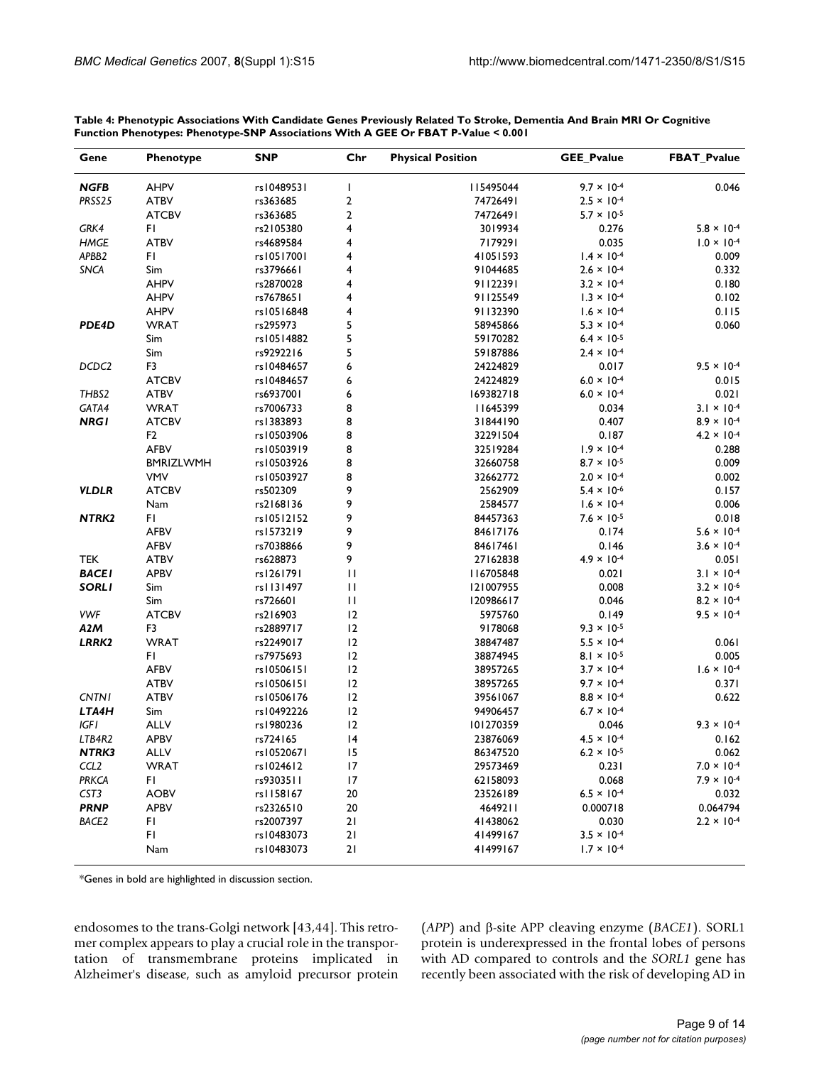**Table 4: Phenotypic Associations With Candidate Genes Previously Related To Stroke, Dementia And Brain MRI Or Cognitive Function Phenotypes: Phenotype-SNP Associations With A GEE Or FBAT P-Value < 0.001**

| Gene | Phenotype | SNP | Chr | Physical Position | GEE_Pvalue | FBAT_Pvalue |
|---|---|---|---|---|---|---|
| ***NGFB*** | AHPV | rs10489531 | 1 | 115495044 | $9.7 \times 10^{-4}$ | 0.046 |
| *PRSS25* | ATBV | rs363685 | 2 | 74726491 | $2.5 \times 10^{-4}$ | |
| | ATCBV | rs363685 | 2 | 74726491 | $5.7 \times 10^{-5}$ | |
| *GRK4* | FI | rs2105380 | 4 | 3019934 | 0.276 | $5.8 \times 10^{-4}$ |
| *HMGE* | ATBV | rs4689584 | 4 | 7179291 | 0.035 | $1.0 \times 10^{-4}$ |
| *APBB2* | FI | rs10517001 | 4 | 41051593 | $1.4 \times 10^{-4}$ | 0.009 |
| *SNCA* | Sim | rs3796661 | 4 | 91044685 | $2.6 \times 10^{-4}$ | 0.332 |
| | AHPV | rs2870028 | 4 | 91122391 | $3.2 \times 10^{-4}$ | 0.180 |
| | AHPV | rs7678651 | 4 | 91125549 | $1.3 \times 10^{-4}$ | 0.102 |
| | AHPV | rs10516848 | 4 | 91132390 | $1.6 \times 10^{-4}$ | 0.115 |
| ***PDE4D*** | WRAT | rs295973 | 5 | 58945866 | $5.3 \times 10^{-4}$ | 0.060 |
| | Sim | rs10514882 | 5 | 59170282 | $6.4 \times 10^{-5}$ | |
| | Sim | rs9292216 | 5 | 59187886 | $2.4 \times 10^{-4}$ | |
| *DCDC2* | F3 | rs10484657 | 6 | 24224829 | 0.017 | $9.5 \times 10^{-4}$ |
| | ATCBV | rs10484657 | 6 | 24224829 | $6.0 \times 10^{-4}$ | 0.015 |
| *THBS2* | ATBV | rs6937001 | 6 | 169382718 | $6.0 \times 10^{-4}$ | 0.021 |
| *GATA4* | WRAT | rs7006733 | 8 | 11645399 | 0.034 | $3.1 \times 10^{-4}$ |
| ***NRG1*** | ATCBV | rs1383893 | 8 | 31844190 | 0.407 | $8.9 \times 10^{-4}$ |
| | F2 | rs10503906 | 8 | 32291504 | 0.187 | $4.2 \times 10^{-4}$ |
| | AFBV | rs10503919 | 8 | 32519284 | $1.9 \times 10^{-4}$ | 0.288 |
| | BMRIZLWMH | rs10503926 | 8 | 32660758 | $8.7 \times 10^{-5}$ | 0.009 |
| | VMV | rs10503927 | 8 | 32662772 | $2.0 \times 10^{-4}$ | 0.002 |
| ***VLDLR*** | ATCBV | rs502309 | 9 | 2562909 | $5.4 \times 10^{-6}$ | 0.157 |
| | Nam | rs2168136 | 9 | 2584577 | $1.6 \times 10^{-4}$ | 0.006 |
| ***NTRK2*** | FI | rs10512152 | 9 | 84457363 | $7.6 \times 10^{-5}$ | 0.018 |
| | AFBV | rs1573219 | 9 | 84617176 | 0.174 | $5.6 \times 10^{-4}$ |
| | AFBV | rs7038866 | 9 | 84617461 | 0.146 | $3.6 \times 10^{-4}$ |
| TEK | ATBV | rs628873 | 9 | 27162838 | $4.9 \times 10^{-4}$ | 0.051 |
| ***BACE1*** | APBV | rs1261791 | 11 | 116705848 | 0.021 | $3.1 \times 10^{-4}$ |
| ***SORL1*** | Sim | rs1131497 | 11 | 121007955 | 0.008 | $3.2 \times 10^{-6}$ |
| | Sim | rs726601 | 11 | 120986617 | 0.046 | $8.2 \times 10^{-4}$ |
| *VWF* | ATCBV | rs216903 | 12 | 5975760 | 0.149 | $9.5 \times 10^{-4}$ |
| ***A2M*** | F3 | rs2889717 | 12 | 9178068 | $9.3 \times 10^{-5}$ | |
| ***LRRK2*** | WRAT | rs2249017 | 12 | 38847487 | $5.5 \times 10^{-4}$ | 0.061 |
| | FI | rs7975693 | 12 | 38874945 | $8.1 \times 10^{-5}$ | 0.005 |
| | AFBV | rs10506151 | 12 | 38957265 | $3.7 \times 10^{-4}$ | $1.6 \times 10^{-4}$ |
| | ATBV | rs10506151 | 12 | 38957265 | $9.7 \times 10^{-4}$ | 0.371 |
| *CNTN1* | ATBV | rs10506176 | 12 | 39561067 | $8.8 \times 10^{-4}$ | 0.622 |
| ***LTA4H*** | Sim | rs10492226 | 12 | 94906457 | $6.7 \times 10^{-4}$ | |
| *IGF1* | ALLV | rs1980236 | 12 | 101270359 | 0.046 | $9.3 \times 10^{-4}$ |
| *LTB4R2* | APBV | rs724165 | 14 | 23876069 | $4.5 \times 10^{-4}$ | 0.162 |
| ***NTRK3*** | ALLV | rs10520671 | 15 | 86347520 | $6.2 \times 10^{-5}$ | 0.062 |
| *CCL2* | WRAT | rs1024612 | 17 | 29573469 | 0.231 | $7.0 \times 10^{-4}$ |
| *PRKCA* | FI | rs9303511 | 17 | 62158093 | 0.068 | $7.9 \times 10^{-4}$ |
| *CST3* | AOBV | rs1158167 | 20 | 23526189 | $6.5 \times 10^{-4}$ | 0.032 |
| ***PRNP*** | APBV | rs2326510 | 20 | 4649211 | 0.000718 | 0.064794 |
| *BACE2* | FI | rs2007397 | 21 | 41438062 | 0.030 | $2.2 \times 10^{-4}$ |
| | FI | rs10483073 | 21 | 41499167 | $3.5 \times 10^{-4}$ | |
| | Nam | rs10483073 | 21 | 41499167 | $1.7 \times 10^{-4}$ | |

*Genes in bold are highlighted in discussion section.

endosomes to the trans-Golgi network [43,44]. This retromer complex appears to play a crucial role in the transportation of transmembrane proteins implicated in Alzheimer's disease, such as amyloid precursor protein (*APP*) and β-site APP cleaving enzyme (*BACE1*). SORL1 protein is underexpressed in the frontal lobes of persons with AD compared to controls and the *SORL1* gene has recently been associated with the risk of developing AD in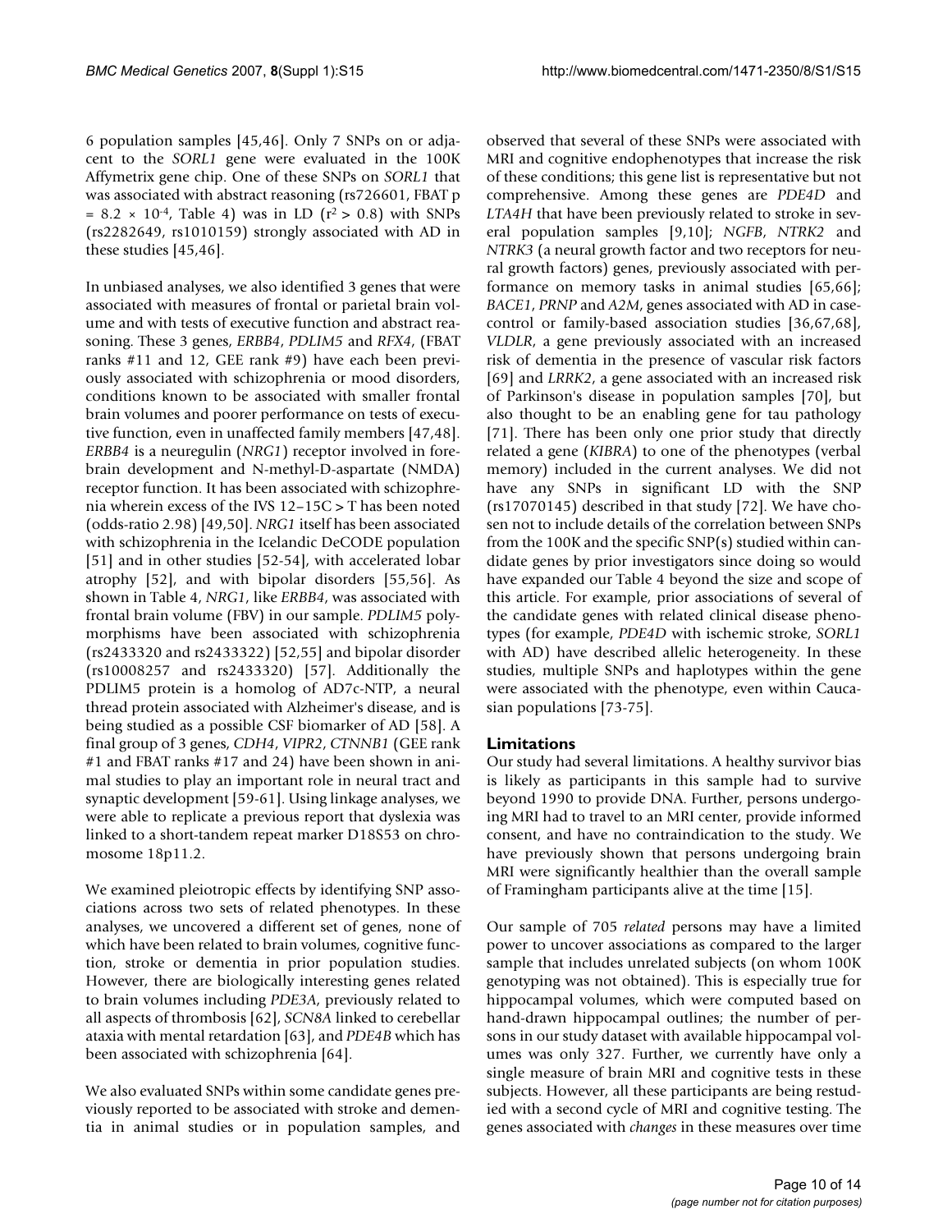6 population samples [45,46]. Only 7 SNPs on or adjacent to the *SORL1* gene were evaluated in the 100K Affymetrix gene chip. One of these SNPs on *SORL1* that was associated with abstract reasoning (rs726601, FBAT p $= 8.2 \times 10^{-4}$, Table 4) was in LD ($r^2 > 0.8$) with SNPs (rs2282649, rs1010159) strongly associated with AD in these studies [45,46].

In unbiased analyses, we also identified 3 genes that were associated with measures of frontal or parietal brain volume and with tests of executive function and abstract reasoning. These 3 genes, *ERBB4*, *PDLIM5* and *RFX4*, (FBAT ranks #11 and 12, GEE rank #9) have each been previously associated with schizophrenia or mood disorders, conditions known to be associated with smaller frontal brain volumes and poorer performance on tests of executive function, even in unaffected family members [47,48]. *ERBB4* is a neuregulin (*NRG1*) receptor involved in forebrain development and N-methyl-D-aspartate (NMDA) receptor function. It has been associated with schizophrenia wherein excess of the IVS 12–15C > T has been noted (odds-ratio 2.98) [49,50]. *NRG1* itself has been associated with schizophrenia in the Icelandic DeCODE population [51] and in other studies [52-54], with accelerated lobar atrophy [52], and with bipolar disorders [55,56]. As shown in Table 4, *NRG1*, like *ERBB4*, was associated with frontal brain volume (FBV) in our sample. *PDLIM5* polymorphisms have been associated with schizophrenia (rs2433320 and rs2433322) [52,55] and bipolar disorder (rs10008257 and rs2433320) [57]. Additionally the PDLIM5 protein is a homolog of AD7c-NTP, a neural thread protein associated with Alzheimer's disease, and is being studied as a possible CSF biomarker of AD [58]. A final group of 3 genes, *CDH4*, *VIPR2*, *CTNNB1* (GEE rank #1 and FBAT ranks #17 and 24) have been shown in animal studies to play an important role in neural tract and synaptic development [59-61]. Using linkage analyses, we were able to replicate a previous report that dyslexia was linked to a short-tandem repeat marker D18S53 on chromosome 18p11.2.

We examined pleiotropic effects by identifying SNP associations across two sets of related phenotypes. In these analyses, we uncovered a different set of genes, none of which have been related to brain volumes, cognitive function, stroke or dementia in prior population studies. However, there are biologically interesting genes related to brain volumes including *PDE3A*, previously related to all aspects of thrombosis [62], *SCN8A* linked to cerebellar ataxia with mental retardation [63], and *PDE4B* which has been associated with schizophrenia [64].

We also evaluated SNPs within some candidate genes previously reported to be associated with stroke and dementia in animal studies or in population samples, and observed that several of these SNPs were associated with MRI and cognitive endophenotypes that increase the risk of these conditions; this gene list is representative but not comprehensive. Among these genes are *PDE4D* and *LTA4H* that have been previously related to stroke in several population samples [9,10]; *NGFB*, *NTRK2* and *NTRK3* (a neural growth factor and two receptors for neural growth factors) genes, previously associated with performance on memory tasks in animal studies [65,66]; *BACE1*, *PRNP* and *A2M*, genes associated with AD in case-control or family-based association studies [36,67,68], *VLDLR*, a gene previously associated with an increased risk of dementia in the presence of vascular risk factors [69] and *LRRK2*, a gene associated with an increased risk of Parkinson's disease in population samples [70], but also thought to be an enabling gene for tau pathology [71]. There has been only one prior study that directly related a gene (*KIBRA*) to one of the phenotypes (verbal memory) included in the current analyses. We did not have any SNPs in significant LD with the SNP (rs17070145) described in that study [72]. We have chosen not to include details of the correlation between SNPs from the 100K and the specific SNP(s) studied within candidate genes by prior investigators since doing so would have expanded our Table 4 beyond the size and scope of this article. For example, prior associations of several of the candidate genes with related clinical disease phenotypes (for example, *PDE4D* with ischemic stroke, *SORL1* with AD) have described allelic heterogeneity. In these studies, multiple SNPs and haplotypes within the gene were associated with the phenotype, even within Caucasian populations [73-75].

### Limitations

Our study had several limitations. A healthy survivor bias is likely as participants in this sample had to survive beyond 1990 to provide DNA. Further, persons undergoing MRI had to travel to an MRI center, provide informed consent, and have no contraindication to the study. We have previously shown that persons undergoing brain MRI were significantly healthier than the overall sample of Framingham participants alive at the time [15].

Our sample of 705 *related* persons may have a limited power to uncover associations as compared to the larger sample that includes unrelated subjects (on whom 100K genotyping was not obtained). This is especially true for hippocampal volumes, which were computed based on hand-drawn hippocampal outlines; the number of persons in our study dataset with available hippocampal volumes was only 327. Further, we currently have only a single measure of brain MRI and cognitive tests in these subjects. However, all these participants are being restudied with a second cycle of MRI and cognitive testing. The genes associated with *changes* in these measures over time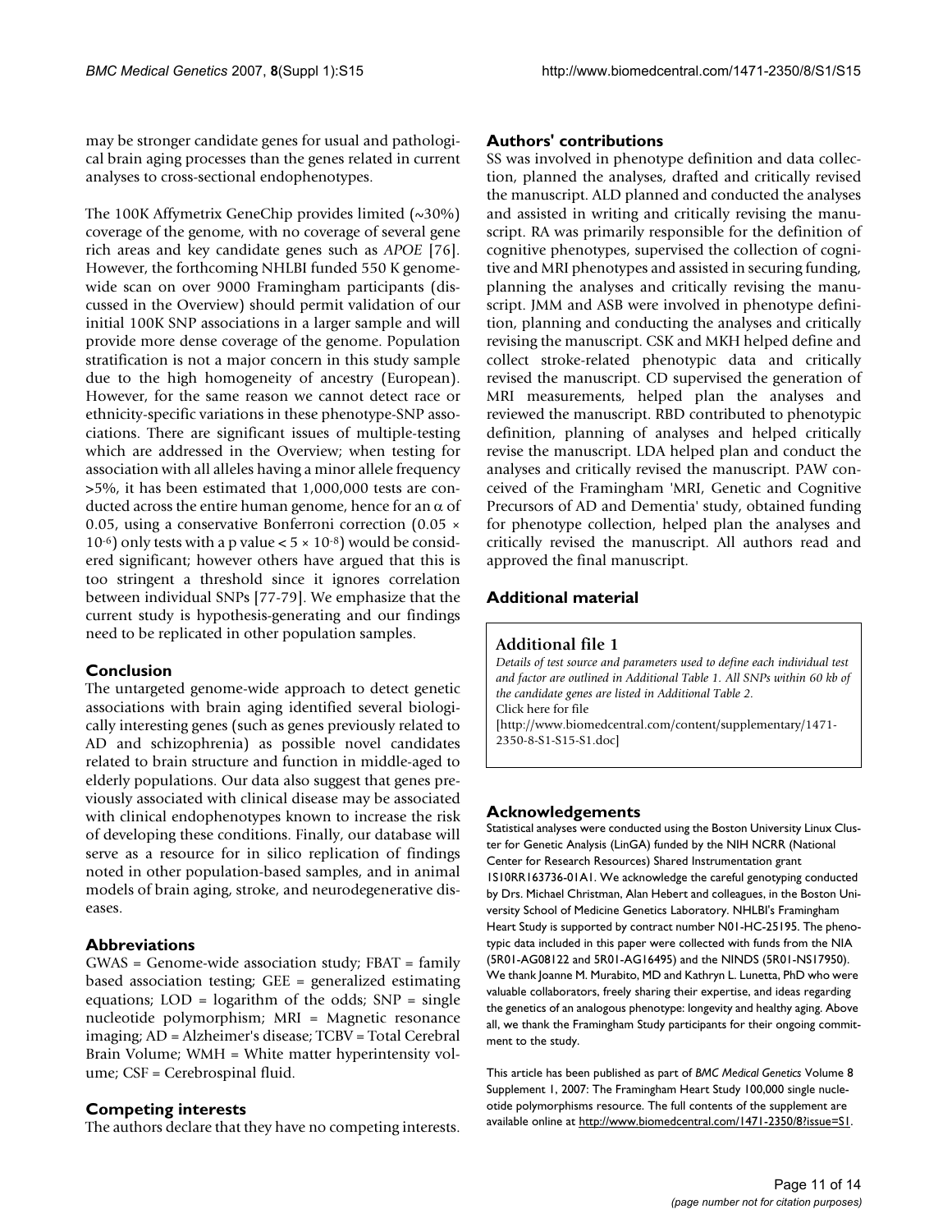may be stronger candidate genes for usual and pathological brain aging processes than the genes related in current analyses to cross-sectional endophenotypes.

The 100K Affymetrix GeneChip provides limited (~30%) coverage of the genome, with no coverage of several gene rich areas and key candidate genes such as *APOE* [76]. However, the forthcoming NHLBI funded 550 K genome-wide scan on over 9000 Framingham participants (discussed in the Overview) should permit validation of our initial 100K SNP associations in a larger sample and will provide more dense coverage of the genome. Population stratification is not a major concern in this study sample due to the high homogeneity of ancestry (European). However, for the same reason we cannot detect race or ethnicity-specific variations in these phenotype-SNP associations. There are significant issues of multiple-testing which are addressed in the Overview; when testing for association with all alleles having a minor allele frequency >5%, it has been estimated that 1,000,000 tests are conducted across the entire human genome, hence for an $\alpha$ of 0.05, using a conservative Bonferroni correction ($0.05 \times 10^{-6}$) only tests with a p value $< 5 \times 10^{-8}$) would be considered significant; however others have argued that this is too stringent a threshold since it ignores correlation between individual SNPs [77-79]. We emphasize that the current study is hypothesis-generating and our findings need to be replicated in other population samples.

## Conclusion

The untargeted genome-wide approach to detect genetic associations with brain aging identified several biologically interesting genes (such as genes previously related to AD and schizophrenia) as possible novel candidates related to brain structure and function in middle-aged to elderly populations. Our data also suggest that genes previously associated with clinical disease may be associated with clinical endophenotypes known to increase the risk of developing these conditions. Finally, our database will serve as a resource for in silico replication of findings noted in other population-based samples, and in animal models of brain aging, stroke, and neurodegenerative diseases.

## Abbreviations

GWAS = Genome-wide association study; FBAT = family based association testing; GEE = generalized estimating equations; LOD = logarithm of the odds; SNP = single nucleotide polymorphism; MRI = Magnetic resonance imaging; AD = Alzheimer's disease; TCBV = Total Cerebral Brain Volume; WMH = White matter hyperintensity volume; CSF = Cerebrospinal fluid.

## Competing interests

The authors declare that they have no competing interests.

## Authors' contributions

SS was involved in phenotype definition and data collection, planned the analyses, drafted and critically revised the manuscript. ALD planned and conducted the analyses and assisted in writing and critically revising the manuscript. RA was primarily responsible for the definition of cognitive phenotypes, supervised the collection of cognitive and MRI phenotypes and assisted in securing funding, planning the analyses and critically revising the manuscript. JMM and ASB were involved in phenotype definition, planning and conducting the analyses and critically revising the manuscript. CSK and MKH helped define and collect stroke-related phenotypic data and critically revised the manuscript. CD supervised the generation of MRI measurements, helped plan the analyses and reviewed the manuscript. RBD contributed to phenotypic definition, planning of analyses and helped critically revise the manuscript. LDA helped plan and conduct the analyses and critically revised the manuscript. PAW conceived of the Framingham 'MRI, Genetic and Cognitive Precursors of AD and Dementia' study, obtained funding for phenotype collection, helped plan the analyses and critically revised the manuscript. All authors read and approved the final manuscript.

## Additional material

**Additional file 1**

*Details of test source and parameters used to define each individual test and factor are outlined in Additional Table 1. All SNPs within 60 kb of the candidate genes are listed in Additional Table 2.*
Click here for file
[http://www.biomedcentral.com/content/supplementary/1471-2350-8-S1-S15-S1.doc]

## Acknowledgements

Statistical analyses were conducted using the Boston University Linux Cluster for Genetic Analysis (LinGA) funded by the NIH NCRR (National Center for Research Resources) Shared Instrumentation grant 1S10RR163736-01A1. We acknowledge the careful genotyping conducted by Drs. Michael Christman, Alan Hebert and colleagues, in the Boston University School of Medicine Genetics Laboratory. NHLBI's Framingham Heart Study is supported by contract number N01-HC-25195. The phenotypic data included in this paper were collected with funds from the NIA (5R01-AG08122 and 5R01-AG16495) and the NINDS (5R01-NS17950). We thank Joanne M. Murabito, MD and Kathryn L. Lunetta, PhD who were valuable collaborators, freely sharing their expertise, and ideas regarding the genetics of an analogous phenotype: longevity and healthy aging. Above all, we thank the Framingham Study participants for their ongoing commitment to the study.

This article has been published as part of *BMC Medical Genetics* Volume 8 Supplement 1, 2007: The Framingham Heart Study 100,000 single nucleotide polymorphisms resource. The full contents of the supplement are available online at http://www.biomedcentral.com/1471-2350/8?issue=S1.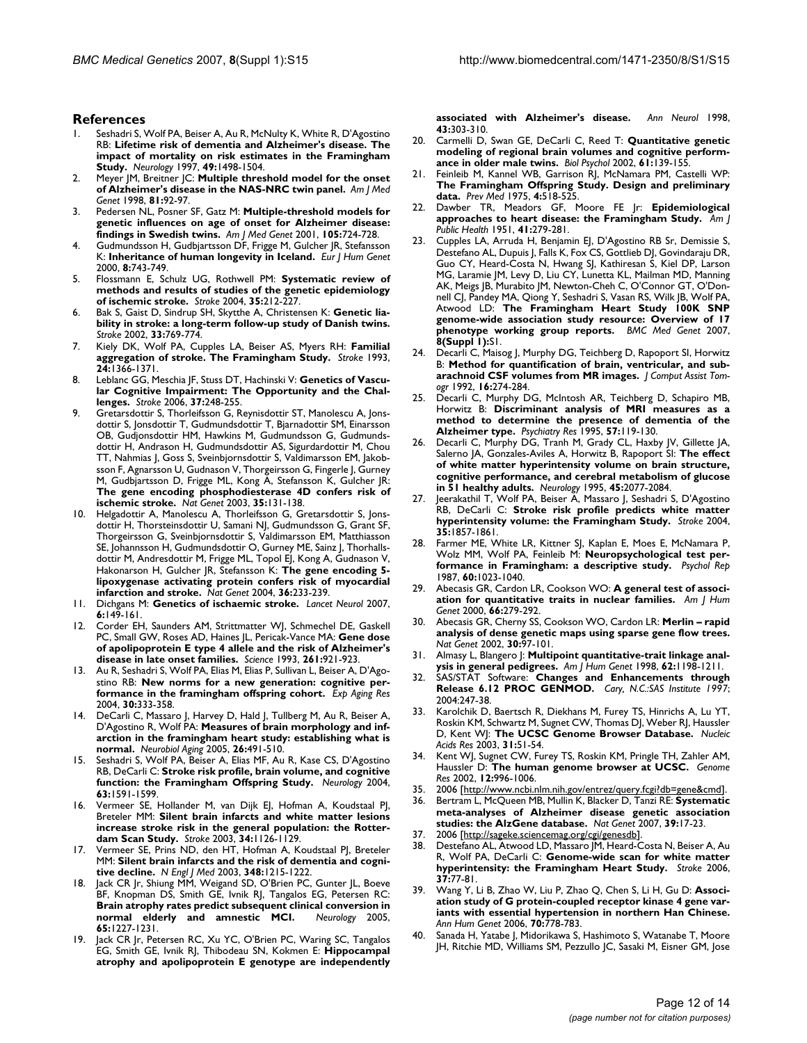## References

1. Seshadri S, Wolf PA, Beiser A, Au R, McNulty K, White R, D'Agostino RB: **Lifetime risk of dementia and Alzheimer's disease. The impact of mortality on risk estimates in the Framingham Study.** *Neurology* 1997, **49:**1498-1504.
2. Meyer JM, Breitner JC: **Multiple threshold model for the onset of Alzheimer's disease in the NAS-NRC twin panel.** *Am J Med Genet* 1998, **81:**92-97.
3. Pedersen NL, Posner SF, Gatz M: **Multiple-threshold models for genetic influences on age of onset for Alzheimer disease: findings in Swedish twins.** *Am J Med Genet* 2001, **105:**724-728.
4. Gudmundsson H, Gudbjartsson DF, Frigge M, Gulcher JR, Stefansson K: **Inheritance of human longevity in Iceland.** *Eur J Hum Genet* 2000, **8:**743-749.
5. Flossmann E, Schulz UG, Rothwell PM: **Systematic review of methods and results of studies of the genetic epidemiology of ischemic stroke.** *Stroke* 2004, **35:**212-227.
6. Bak S, Gaist D, Sindrup SH, Skytthe A, Christensen K: **Genetic liability in stroke: a long-term follow-up study of Danish twins.** *Stroke* 2002, **33:**769-774.
7. Kiely DK, Wolf PA, Cupples LA, Beiser AS, Myers RH: **Familial aggregation of stroke. The Framingham Study.** *Stroke* 1993, **24:**1366-1371.
8. Leblanc GG, Meschia JF, Stuss DT, Hachinski V: **Genetics of Vascular Cognitive Impairment: The Opportunity and the Challenges.** *Stroke* 2006, **37:**248-255.
9. Gretarsdottir S, Thorleifsson G, Reynisdottir ST, Manolescu A, Jonsdottir S, Jonsdottir T, Gudmundsdottir T, Bjarnadottir SM, Einarsson OB, Gudjonsdottir HM, Hawkins M, Gudmundsson G, Gudmundsdottir H, Andrason H, Gudmundsdottir AS, Sigurdardottir M, Chou TT, Nahmias J, Goss S, Sveinbjornsdottir S, Valdimarsson EM, Jakobsson F, Agnarsson U, Gudnason V, Thorgeirsson G, Fingerle J, Gurney M, Gudbjartsson D, Frigge ML, Kong A, Stefansson K, Gulcher JR: **The gene encoding phosphodiesterase 4D confers risk of ischemic stroke.** *Nat Genet* 2003, **35:**131-138.
10. Helgadottir A, Manolescu A, Thorleifsson G, Gretarsdottir S, Jonsdottir H, Thorsteinsdottir U, Samani NJ, Gudmundsson G, Grant SF, Thorgeirsson G, Sveinbjornsdottir S, Valdimarsson EM, Matthiasson SE, Johannsson H, Gudmundsdottir O, Gurney ME, Sainz J, Thorhallsdottir M, Andresdottir M, Frigge ML, Topol EJ, Kong A, Gudnason V, Hakonarson H, Gulcher JR, Stefansson K: **The gene encoding 5-lipoxygenase activating protein confers risk of myocardial infarction and stroke.** *Nat Genet* 2004, **36:**233-239.
11. Dichgans M: **Genetics of ischaemic stroke.** *Lancet Neurol* 2007, **6:**149-161.
12. Corder EH, Saunders AM, Strittmatter WJ, Schmechel DE, Gaskell PC, Small GW, Roses AD, Haines JL, Pericak-Vance MA: **Gene dose of apolipoprotein E type 4 allele and the risk of Alzheimer's disease in late onset families.** *Science* 1993, **261:**921-923.
13. Au R, Seshadri S, Wolf PA, Elias M, Elias P, Sullivan L, Beiser A, D'Agostino RB: **New norms for a new generation: cognitive performance in the framingham offspring cohort.** *Exp Aging Res* 2004, **30:**333-358.
14. DeCarli C, Massaro J, Harvey D, Hald J, Tullberg M, Au R, Beiser A, D'Agostino R, Wolf PA: **Measures of brain morphology and infarction in the framingham heart study: establishing what is normal.** *Neurobiol Aging* 2005, **26:**491-510.
15. Seshadri S, Wolf PA, Beiser A, Elias MF, Au R, Kase CS, D'Agostino RB, DeCarli C: **Stroke risk profile, brain volume, and cognitive function: the Framingham Offspring Study.** *Neurology* 2004, **63:**1591-1599.
16. Vermeer SE, Hollander M, van Dijk EJ, Hofman A, Koudstaal PJ, Breteler MM: **Silent brain infarcts and white matter lesions increase stroke risk in the general population: the Rotterdam Scan Study.** *Stroke* 2003, **34:**1126-1129.
17. Vermeer SE, Prins ND, den HT, Hofman A, Koudstaal PJ, Breteler MM: **Silent brain infarcts and the risk of dementia and cognitive decline.** *N Engl J Med* 2003, **348:**1215-1222.
18. Jack CR Jr, Shiung MM, Weigand SD, O'Brien PC, Gunter JL, Boeve BF, Knopman DS, Smith GE, Ivnik RJ, Tangalos EG, Petersen RC: **Brain atrophy rates predict subsequent clinical conversion in normal elderly and amnestic MCI.** *Neurology* 2005, **65:**1227-1231.
19. Jack CR Jr, Petersen RC, Xu YC, O'Brien PC, Waring SC, Tangalos EG, Smith GE, Ivnik RJ, Thibodeau SN, Kokmen E: **Hippocampal atrophy and apolipoprotein E genotype are independently associated with Alzheimer's disease.** *Ann Neurol* 1998, **43:**303-310.
20. Carmelli D, Swan GE, DeCarli C, Reed T: **Quantitative genetic modeling of regional brain volumes and cognitive performance in older male twins.** *Biol Psychol* 2002, **61:**139-155.
21. Feinleib M, Kannel WB, Garrison RJ, McNamara PM, Castelli WP: **The Framingham Offspring Study. Design and preliminary data.** *Prev Med* 1975, **4:**518-525.
22. Dawber TR, Meadors GF, Moore FE Jr: **Epidemiological approaches to heart disease: the Framingham Study.** *Am J Public Health* 1951, **41:**279-281.
23. Cupples LA, Arruda H, Benjamin EJ, D'Agostino RB Sr, Demissie S, Destefano AL, Dupuis J, Falls K, Fox CS, Gottlieb DJ, Govindaraju DR, Guo CY, Heard-Costa N, Hwang SJ, Kathiresan S, Kiel DP, Larson MG, Laramie JM, Levy D, Liu CY, Lunetta KL, Mailman MD, Manning AK, Meigs JB, Murabito JM, Newton-Cheh C, O'Connor GT, O'Donnell CJ, Pandey MA, Qiong Y, Seshadri S, Vasan RS, Wilk JB, Wolf PA, Atwood LD: **The Framingham Heart Study 100K SNP genome-wide association study resource: Overview of 17 phenotype working group reports.** *BMC Med Genet* 2007, **8(Suppl 1):**S1.
24. Decarli C, Maisog J, Murphy DG, Teichberg D, Rapoport SI, Horwitz B: **Method for quantification of brain, ventricular, and subarachnoid CSF volumes from MR images.** *J Comput Assist Tomogr* 1992, **16:**274-284.
25. Decarli C, Murphy DG, McIntosh AR, Teichberg D, Schapiro MB, Horwitz B: **Discriminant analysis of MRI measures as a method to determine the presence of dementia of the Alzheimer type.** *Psychiatry Res* 1995, **57:**119-130.
26. Decarli C, Murphy DG, Tranh M, Grady CL, Haxby JV, Gillette JA, Salerno JA, Gonzales-Aviles A, Horwitz B, Rapoport SI: **The effect of white matter hyperintensity volume on brain structure, cognitive performance, and cerebral metabolism of glucose in 51 healthy adults.** *Neurology* 1995, **45:**2077-2084.
27. Jeerakathil T, Wolf PA, Beiser A, Massaro J, Seshadri S, D'Agostino RB, DeCarli C: **Stroke risk profile predicts white matter hyperintensity volume: the Framingham Study.** *Stroke* 2004, **35:**1857-1861.
28. Farmer ME, White LR, Kittner SJ, Kaplan E, Moes E, McNamara P, Wolz MM, Wolf PA, Feinleib M: **Neuropsychological test performance in Framingham: a descriptive study.** *Psychol Rep* 1987, **60:**1023-1040.
29. Abecasis GR, Cardon LR, Cookson WO: **A general test of association for quantitative traits in nuclear families.** *Am J Hum Genet* 2000, **66:**279-292.
30. Abecasis GR, Cherny SS, Cookson WO, Cardon LR: **Merlin – rapid analysis of dense genetic maps using sparse gene flow trees.** *Nat Genet* 2002, **30:**97-101.
31. Almasy L, Blangero J: **Multipoint quantitative-trait linkage analysis in general pedigrees.** *Am J Hum Genet* 1998, **62:**1198-1211.
32. SAS/STAT Software: **Changes and Enhancements through Release 6.12 PROC GENMOD.** *Cary, N.C.:SAS Institute 1997*; 2004:247-38.
33. Karolchik D, Baertsch R, Diekhans M, Furey TS, Hinrichs A, Lu YT, Roskin KM, Schwartz M, Sugnet CW, Thomas DJ, Weber RJ, Haussler D, Kent WJ: **The UCSC Genome Browser Database.** *Nucleic Acids Res* 2003, **31:**51-54.
34. Kent WJ, Sugnet CW, Furey TS, Roskin KM, Pringle TH, Zahler AM, Haussler D: **The human genome browser at UCSC.** *Genome Res* 2002, **12:**996-1006.
35. 2006 [http://www.ncbi.nlm.nih.gov/entrez/query.fcgi?db=gene&cmd].
36. Bertram L, McQueen MB, Mullin K, Blacker D, Tanzi RE: **Systematic meta-analyses of Alzheimer disease genetic association studies: the AlzGene database.** *Nat Genet* 2007, **39:**17-23.
37. 2006 [http://sageke.sciencemag.org/cgi/genesdb].
38. Destefano AL, Atwood LD, Massaro JM, Heard-Costa N, Beiser A, Au R, Wolf PA, DeCarli C: **Genome-wide scan for white matter hyperintensity: the Framingham Heart Study.** *Stroke* 2006, **37:**77-81.
39. Wang Y, Li B, Zhao W, Liu P, Zhao Q, Chen S, Li H, Gu D: **Association study of G protein-coupled receptor kinase 4 gene variants with essential hypertension in northern Han Chinese.** *Ann Hum Genet* 2006, **70:**778-783.
40. Sanada H, Yatabe J, Midorikawa S, Hashimoto S, Watanabe T, Moore JH, Ritchie MD, Williams SM, Pezzullo JC, Sasaki M, Eisner GM, Jose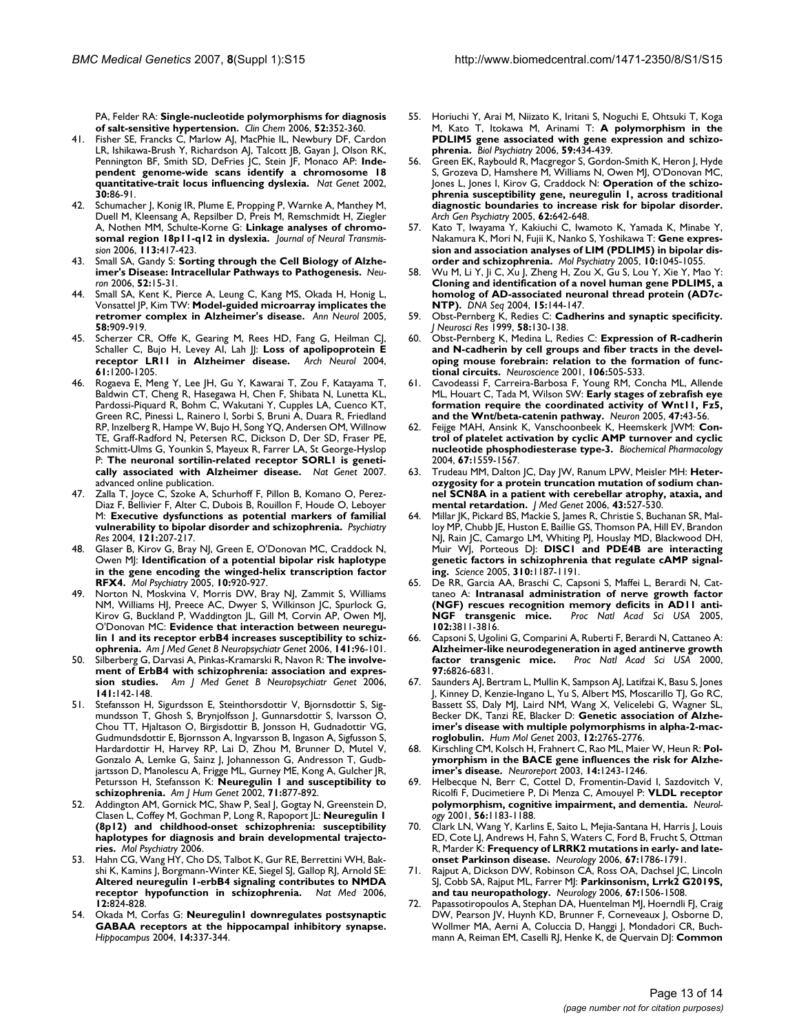PA, Felder RA: **Single-nucleotide polymorphisms for diagnosis of salt-sensitive hypertension.** *Clin Chem* 2006, **52:**352-360.

41. Fisher SE, Francks C, Marlow AJ, MacPhie IL, Newbury DF, Cardon LR, Ishikawa-Brush Y, Richardson AJ, Talcott JB, Gayan J, Olson RK, Pennington BF, Smith SD, DeFries JC, Stein JF, Monaco AP: **Independent genome-wide scans identify a chromosome 18 quantitative-trait locus influencing dyslexia.** *Nat Genet* 2002, **30:**86-91.
42. Schumacher J, Konig IR, Plume E, Propping P, Warnke A, Manthey M, Duell M, Kleensang A, Repsilber D, Preis M, Remschmidt H, Ziegler A, Nothen MM, Schulte-Korne G: **Linkage analyses of chromosomal region 18p11-q12 in dyslexia.** *Journal of Neural Transmission* 2006, **113:**417-423.
43. Small SA, Gandy S: **Sorting through the Cell Biology of Alzheimer's Disease: Intracellular Pathways to Pathogenesis.** *Neuron* 2006, **52:**15-31.
44. Small SA, Kent K, Pierce A, Leung C, Kang MS, Okada H, Honig L, Vonsattel JP, Kim TW: **Model-guided microarray implicates the retromer complex in Alzheimer's disease.** *Ann Neurol* 2005, **58:**909-919.
45. Scherzer CR, Offe K, Gearing M, Rees HD, Fang G, Heilman CJ, Schaller C, Bujo H, Levey AI, Lah JJ: **Loss of apolipoprotein E receptor LR11 in Alzheimer disease.** *Arch Neurol* 2004, **61:**1200-1205.
46. Rogaeva E, Meng Y, Lee JH, Gu Y, Kawarai T, Zou F, Katayama T, Baldwin CT, Cheng R, Hasegawa H, Chen F, Shibata N, Lunetta KL, Pardossi-Piquard R, Bohm C, Wakutani Y, Cupples LA, Cuenco KT, Green RC, Pinessi L, Rainero I, Sorbi S, Bruni A, Duara R, Friedland RP, Inzelberg R, Hampe W, Bujo H, Song YQ, Andersen OM, Willnow TE, Graff-Radford N, Petersen RC, Dickson D, Der SD, Fraser PE, Schmitt-Ulms G, Younkin S, Mayeux R, Farrer LA, St George-Hyslop P: **The neuronal sortilin-related receptor SORL1 is genetically associated with Alzheimer disease.** *Nat Genet* 2007. advanced online publication.
47. Zalla T, Joyce C, Szoke A, Schurhoff F, Pillon B, Komano O, Perez-Diaz F, Bellivier F, Alter C, Dubois B, Rouillon F, Houde O, Leboyer M: **Executive dysfunctions as potential markers of familial vulnerability to bipolar disorder and schizophrenia.** *Psychiatry Res* 2004, **121:**207-217.
48. Glaser B, Kirov G, Bray NJ, Green E, O'Donovan MC, Craddock N, Owen MJ: **Identification of a potential bipolar risk haplotype in the gene encoding the winged-helix transcription factor RFX4.** *Mol Psychiatry* 2005, **10:**920-927.
49. Norton N, Moskvina V, Morris DW, Bray NJ, Zammit S, Williams NM, Williams HJ, Preece AC, Dwyer S, Wilkinson JC, Spurlock G, Kirov G, Buckland P, Waddington JL, Gill M, Corvin AP, Owen MJ, O'Donovan MC: **Evidence that interaction between neuregulin 1 and its receptor erbB4 increases susceptibility to schizophrenia.** *Am J Med Genet B Neuropsychiatr Genet* 2006, **141:**96-101.
50. Silberberg G, Darvasi A, Pinkas-Kramarski R, Navon R: **The involvement of ErbB4 with schizophrenia: association and expression studies.** *Am J Med Genet B Neuropsychiatr Genet* 2006, **141:**142-148.
51. Stefansson H, Sigurdsson E, Steinthorsdottir V, Bjornsdottir S, Sigmundsson T, Ghosh S, Brynjolfsson J, Gunnarsdottir S, Ivarsson O, Chou TT, Hjaltason O, Birgisdottir B, Jonsson H, Gudnadottir VG, Gudmundsdottir E, Bjornsson A, Ingvarsson B, Ingason A, Sigfusson S, Hardardottir H, Harvey RP, Lai D, Zhou M, Brunner D, Mutel V, Gonzalo A, Lemke G, Sainz J, Johannesson G, Andresson T, Gudbjartsson D, Manolescu A, Frigge ML, Gurney ME, Kong A, Gulcher JR, Petursson H, Stefansson K: **Neuregulin 1 and susceptibility to schizophrenia.** *Am J Hum Genet* 2002, **71:**877-892.
52. Addington AM, Gornick MC, Shaw P, Seal J, Gogtay N, Greenstein D, Clasen L, Coffey M, Gochman P, Long R, Rapoport JL: **Neuregulin 1 (8p12) and childhood-onset schizophrenia: susceptibility haplotypes for diagnosis and brain developmental trajectories.** *Mol Psychiatry* 2006.
53. Hahn CG, Wang HY, Cho DS, Talbot K, Gur RE, Berrettini WH, Bakshi K, Kamins J, Borgmann-Winter KE, Siegel SJ, Gallop RJ, Arnold SE: **Altered neuregulin 1-erbB4 signaling contributes to NMDA receptor hypofunction in schizophrenia.** *Nat Med* 2006, **12:**824-828.
54. Okada M, Corfas G: **Neuregulin1 downregulates postsynaptic GABAA receptors at the hippocampal inhibitory synapse.** *Hippocampus* 2004, **14:**337-344.
55. Horiuchi Y, Arai M, Niizato K, Iritani S, Noguchi E, Ohtsuki T, Koga M, Kato T, Itokawa M, Arinami T: **A polymorphism in the PDLIM5 gene associated with gene expression and schizophrenia.** *Biol Psychiatry* 2006, **59:**434-439.
56. Green EK, Raybould R, Macgregor S, Gordon-Smith K, Heron J, Hyde S, Grozeva D, Hamshere M, Williams N, Owen MJ, O'Donovan MC, Jones L, Jones I, Kirov G, Craddock N: **Operation of the schizophrenia susceptibility gene, neuregulin 1, across traditional diagnostic boundaries to increase risk for bipolar disorder.** *Arch Gen Psychiatry* 2005, **62:**642-648.
57. Kato T, Iwayama Y, Kakiuchi C, Iwamoto K, Yamada K, Minabe Y, Nakamura K, Mori N, Fujii K, Nanko S, Yoshikawa T: **Gene expression and association analyses of LIM (PDLIM5) in bipolar disorder and schizophrenia.** *Mol Psychiatry* 2005, **10:**1045-1055.
58. Wu M, Li Y, Ji C, Xu J, Zheng H, Zou X, Gu S, Lou Y, Xie Y, Mao Y: **Cloning and identification of a novel human gene PDLIM5, a homolog of AD-associated neuronal thread protein (AD7c-NTP).** *DNA Seq* 2004, **15:**144-147.
59. Obst-Pernberg K, Redies C: **Cadherins and synaptic specificity.** *J Neurosci Res* 1999, **58:**130-138.
60. Obst-Pernberg K, Medina L, Redies C: **Expression of R-cadherin and N-cadherin by cell groups and fiber tracts in the developing mouse forebrain: relation to the formation of functional circuits.** *Neuroscience* 2001, **106:**505-533.
61. Cavodeassi F, Carreira-Barbosa F, Young RM, Concha ML, Allende ML, Houart C, Tada M, Wilson SW: **Early stages of zebrafish eye formation require the coordinated activity of Wnt11, Fz5, and the Wnt/beta-catenin pathway.** *Neuron* 2005, **47:**43-56.
62. Feijge MAH, Ansink K, Vanschoonbeek K, Heemskerk JWM: **Control of platelet activation by cyclic AMP turnover and cyclic nucleotide phosphodiesterase type-3.** *Biochemical Pharmacology* 2004, **67:**1559-1567.
63. Trudeau MM, Dalton JC, Day JW, Ranum LPW, Meisler MH: **Heterozygosity for a protein truncation mutation of sodium channel SCN8A in a patient with cerebellar atrophy, ataxia, and mental retardation.** *J Med Genet* 2006, **43:**527-530.
64. Millar JK, Pickard BS, Mackie S, James R, Christie S, Buchanan SR, Malloy MP, Chubb JE, Huston E, Baillie GS, Thomson PA, Hill EV, Brandon NJ, Rain JC, Camargo LM, Whiting PJ, Houslay MD, Blackwood DH, Muir WJ, Porteous DJ: **DISC1 and PDE4B are interacting genetic factors in schizophrenia that regulate cAMP signaling.** *Science* 2005, **310:**1187-1191.
65. De RR, Garcia AA, Braschi C, Capsoni S, Maffei L, Berardi N, Cattaneo A: **Intranasal administration of nerve growth factor (NGF) rescues recognition memory deficits in AD11 anti-NGF transgenic mice.** *Proc Natl Acad Sci USA* 2005, **102:**3811-3816.
66. Capsoni S, Ugolini G, Comparini A, Ruberti F, Berardi N, Cattaneo A: **Alzheimer-like neurodegeneration in aged antinerve growth factor transgenic mice.** *Proc Natl Acad Sci USA* 2000, **97:**6826-6831.
67. Saunders AJ, Bertram L, Mullin K, Sampson AJ, Latifzai K, Basu S, Jones J, Kinney D, Kenzie-Ingano L, Yu S, Albert MS, Moscarillo TJ, Go RC, Bassett SS, Daly MJ, Laird NM, Wang X, Velicelebi G, Wagner SL, Becker DK, Tanzi RE, Blacker D: **Genetic association of Alzheimer's disease with multiple polymorphisms in alpha-2-macroglobulin.** *Hum Mol Genet* 2003, **12:**2765-2776.
68. Kirschling CM, Kolsch H, Frahnert C, Rao ML, Maier W, Heun R: **Polymorphism in the BACE gene influences the risk for Alzheimer's disease.** *Neuroreport* 2003, **14:**1243-1246.
69. Helbecque N, Berr C, Cottel D, Fromentin-David I, Sazdovitch V, Ricolfi F, Ducimetiere P, Di Menza C, Amouyel P: **VLDL receptor polymorphism, cognitive impairment, and dementia.** *Neurology* 2001, **56:**1183-1188.
70. Clark LN, Wang Y, Karlins E, Saito L, Mejia-Santana H, Harris J, Louis ED, Cote LJ, Andrews H, Fahn S, Waters C, Ford B, Frucht S, Ottman R, Marder K: **Frequency of LRRK2 mutations in early- and late-onset Parkinson disease.** *Neurology* 2006, **67:**1786-1791.
71. Rajput A, Dickson DW, Robinson CA, Ross OA, Dachsel JC, Lincoln SJ, Cobb SA, Rajput ML, Farrer MJ: **Parkinsonism, Lrrk2 G2019S, and tau neuropathology.** *Neurology* 2006, **67:**1506-1508.
72. Papassotiropoulos A, Stephan DA, Huentelman MJ, Hoerndli FJ, Craig DW, Pearson JV, Huynh KD, Brunner F, Corneveaux J, Osborne D, Wollmer MA, Aerni A, Coluccia D, Hanggi J, Mondadori CR, Buchmann A, Reiman EM, Caselli RJ, Henke K, de Quervain DJ: **Common**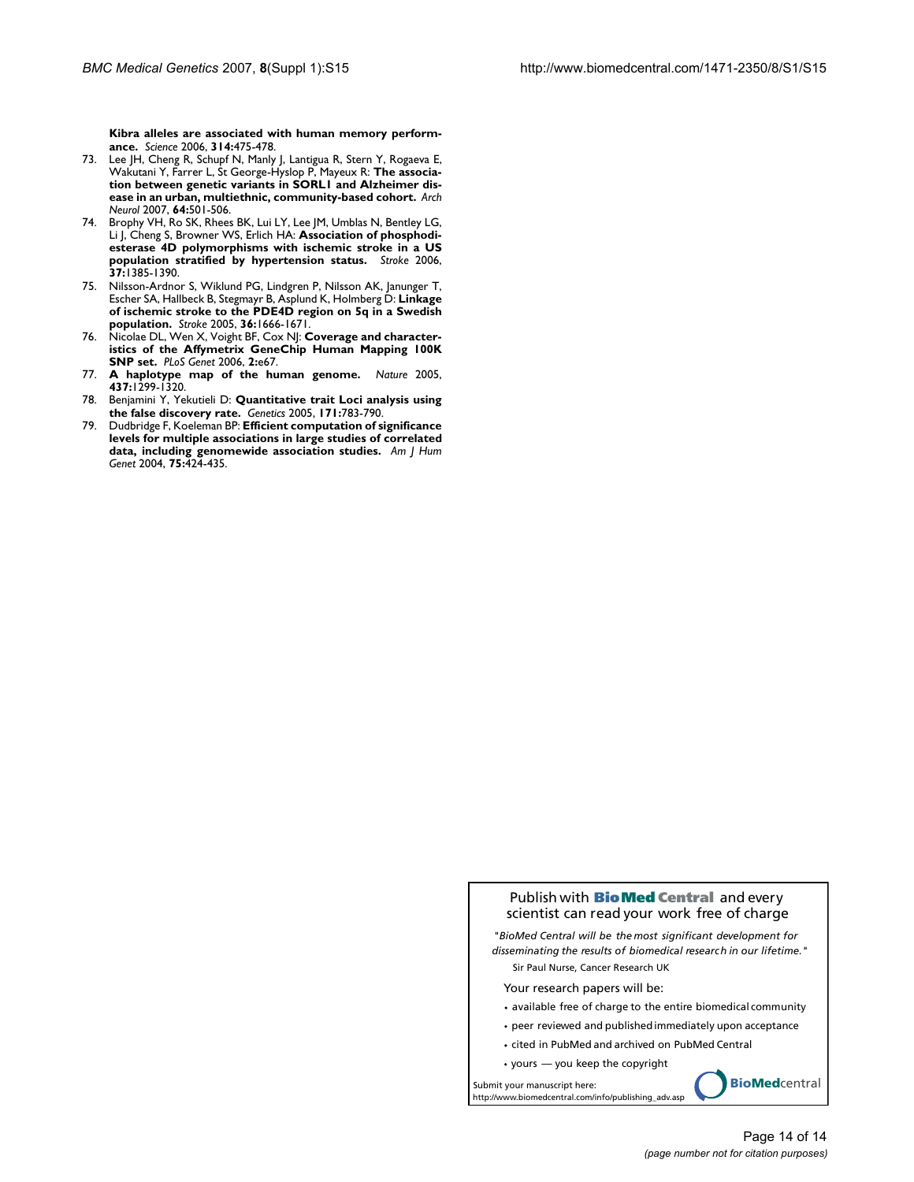**Kibra alleles are associated with human memory performance.** *Science* 2006, **314:**475-478.

73. Lee JH, Cheng R, Schupf N, Manly J, Lantigua R, Stern Y, Rogaeva E, Wakutani Y, Farrer L, St George-Hyslop P, Mayeux R: **The association between genetic variants in SORL1 and Alzheimer disease in an urban, multiethnic, community-based cohort.** *Arch Neurol* 2007, **64:**501-506.
74. Brophy VH, Ro SK, Rhees BK, Lui LY, Lee JM, Umblas N, Bentley LG, Li J, Cheng S, Browner WS, Erlich HA: **Association of phosphodiesterase 4D polymorphisms with ischemic stroke in a US population stratified by hypertension status.** *Stroke* 2006, **37:**1385-1390.
75. Nilsson-Ardnor S, Wiklund PG, Lindgren P, Nilsson AK, Janunger T, Escher SA, Hallbeck B, Stegmayr B, Asplund K, Holmberg D: **Linkage of ischemic stroke to the PDE4D region on 5q in a Swedish population.** *Stroke* 2005, **36:**1666-1671.
76. Nicolae DL, Wen X, Voight BF, Cox NJ: **Coverage and characteristics of the Affymetrix GeneChip Human Mapping 100K SNP set.** *PLoS Genet* 2006, **2:**e67.
77. **A haplotype map of the human genome.** *Nature* 2005, **437:**1299-1320.
78. Benjamini Y, Yekutieli D: **Quantitative trait Loci analysis using the false discovery rate.** *Genetics* 2005, **171:**783-790.
79. Dudbridge F, Koeleman BP: **Efficient computation of significance levels for multiple associations in large studies of correlated data, including genomewide association studies.** *Am J Hum Genet* 2004, **75:**424-435.

Publish with **BioMed Central** and every scientist can read your work free of charge

*"BioMed Central will be the most significant development for disseminating the results of biomedical research in our lifetime."*
Sir Paul Nurse, Cancer Research UK

Your research papers will be:

- available free of charge to the entire biomedical community
- peer reviewed and published immediately upon acceptance
- cited in PubMed and archived on PubMed Central
- yours — you keep the copyright

Submit your manuscript here:
http://www.biomedcentral.com/info/publishing_adv.asp

**BioMed**central